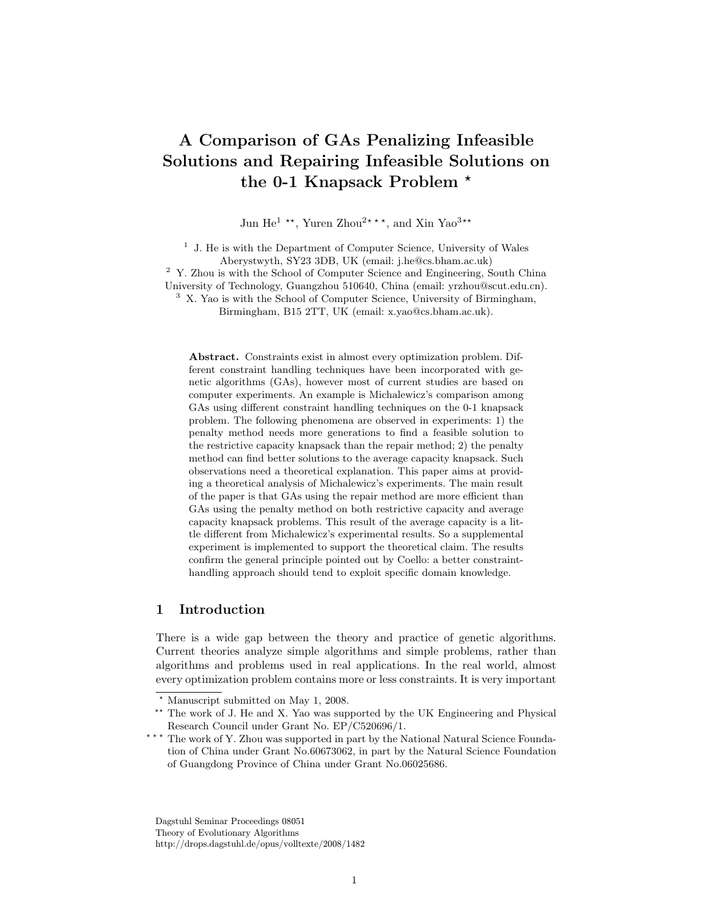# A Comparison of GAs Penalizing Infeasible Solutions and Repairing Infeasible Solutions on the 0-1 Knapsack Problem *

Jun He[1] **, Yuren Zhou[2] ***, and Xin Yao[3] **

[1] J. He is with the Department of Computer Science, University of Wales Aberystwyth, SY23 3DB, UK (email: j.he@cs.bham.ac.uk)
[2] Y. Zhou is with the School of Computer Science and Engineering, South China University of Technology, Guangzhou 510640, China (email: yrzhou@scut.edu.cn).
[3] X. Yao is with the School of Computer Science, University of Birmingham, Birmingham, B15 2TT, UK (email: x.yao@cs.bham.ac.uk).

**Abstract.** Constraints exist in almost every optimization problem. Different constraint handling techniques have been incorporated with genetic algorithms (GAs), however most of current studies are based on computer experiments. An example is Michalewicz's comparison among GAs using different constraint handling techniques on the 0-1 knapsack problem. The following phenomena are observed in experiments: 1) the penalty method needs more generations to find a feasible solution to the restrictive capacity knapsack than the repair method; 2) the penalty method can find better solutions to the average capacity knapsack. Such observations need a theoretical explanation. This paper aims at providing a theoretical analysis of Michalewicz's experiments. The main result of the paper is that GAs using the repair method are more efficient than GAs using the penalty method on both restrictive capacity and average capacity knapsack problems. This result of the average capacity is a little different from Michalewicz's experimental results. So a supplemental experiment is implemented to support the theoretical claim. The results confirm the general principle pointed out by Coello: a better constraint-handling approach should tend to exploit specific domain knowledge.

## 1 Introduction

There is a wide gap between the theory and practice of genetic algorithms. Current theories analyze simple algorithms and simple problems, rather than algorithms and problems used in real applications. In the real world, almost every optimization problem contains more or less constraints. It is very important

* Manuscript submitted on May 1, 2008.

** The work of J. He and X. Yao was supported by the UK Engineering and Physical Research Council under Grant No. EP/C520696/1.

*** The work of Y. Zhou was supported in part by the National Natural Science Foundation of China under Grant No.60673062, in part by the Natural Science Foundation of Guangdong Province of China under Grant No.06025686.

Dagstuhl Seminar Proceedings 08051
Theory of Evolutionary Algorithms
http://drops.dagstuhl.de/opus/volltexte/2008/1482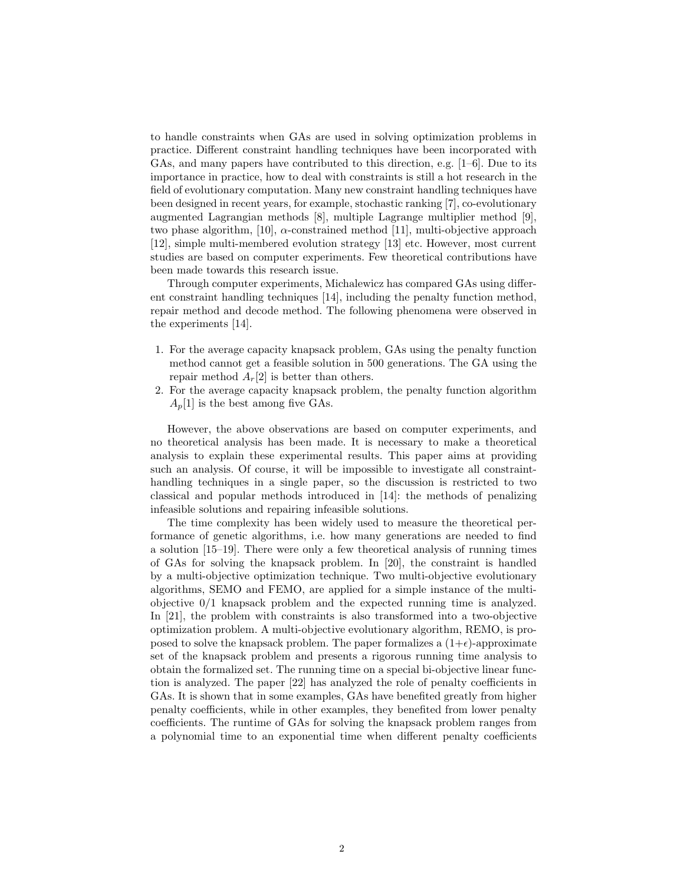to handle constraints when GAs are used in solving optimization problems in practice. Different constraint handling techniques have been incorporated with GAs, and many papers have contributed to this direction, e.g. [1–6]. Due to its importance in practice, how to deal with constraints is still a hot research in the field of evolutionary computation. Many new constraint handling techniques have been designed in recent years, for example, stochastic ranking [7], co-evolutionary augmented Lagrangian methods [8], multiple Lagrange multiplier method [9], two phase algorithm, [10], $\alpha$-constrained method [11], multi-objective approach [12], simple multi-membered evolution strategy [13] etc. However, most current studies are based on computer experiments. Few theoretical contributions have been made towards this research issue.

Through computer experiments, Michalewicz has compared GAs using different constraint handling techniques [14], including the penalty function method, repair method and decode method. The following phenomena were observed in the experiments [14].

1. For the average capacity knapsack problem, GAs using the penalty function method cannot get a feasible solution in 500 generations. The GA using the repair method $A_r[2]$ is better than others.
2. For the average capacity knapsack problem, the penalty function algorithm $A_p[1]$ is the best among five GAs.

However, the above observations are based on computer experiments, and no theoretical analysis has been made. It is necessary to make a theoretical analysis to explain these experimental results. This paper aims at providing such an analysis. Of course, it will be impossible to investigate all constraint-handling techniques in a single paper, so the discussion is restricted to two classical and popular methods introduced in [14]: the methods of penalizing infeasible solutions and repairing infeasible solutions.

The time complexity has been widely used to measure the theoretical performance of genetic algorithms, i.e. how many generations are needed to find a solution [15–19]. There were only a few theoretical analysis of running times of GAs for solving the knapsack problem. In [20], the constraint is handled by a multi-objective optimization technique. Two multi-objective evolutionary algorithms, SEMO and FEMO, are applied for a simple instance of the multi-objective 0/1 knapsack problem and the expected running time is analyzed. In [21], the problem with constraints is also transformed into a two-objective optimization problem. A multi-objective evolutionary algorithm, REMO, is proposed to solve the knapsack problem. The paper formalizes a $(1+\epsilon)$-approximate set of the knapsack problem and presents a rigorous running time analysis to obtain the formalized set. The running time on a special bi-objective linear function is analyzed. The paper [22] has analyzed the role of penalty coefficients in GAs. It is shown that in some examples, GAs have benefited greatly from higher penalty coefficients, while in other examples, they benefited from lower penalty coefficients. The runtime of GAs for solving the knapsack problem ranges from a polynomial time to an exponential time when different penalty coefficients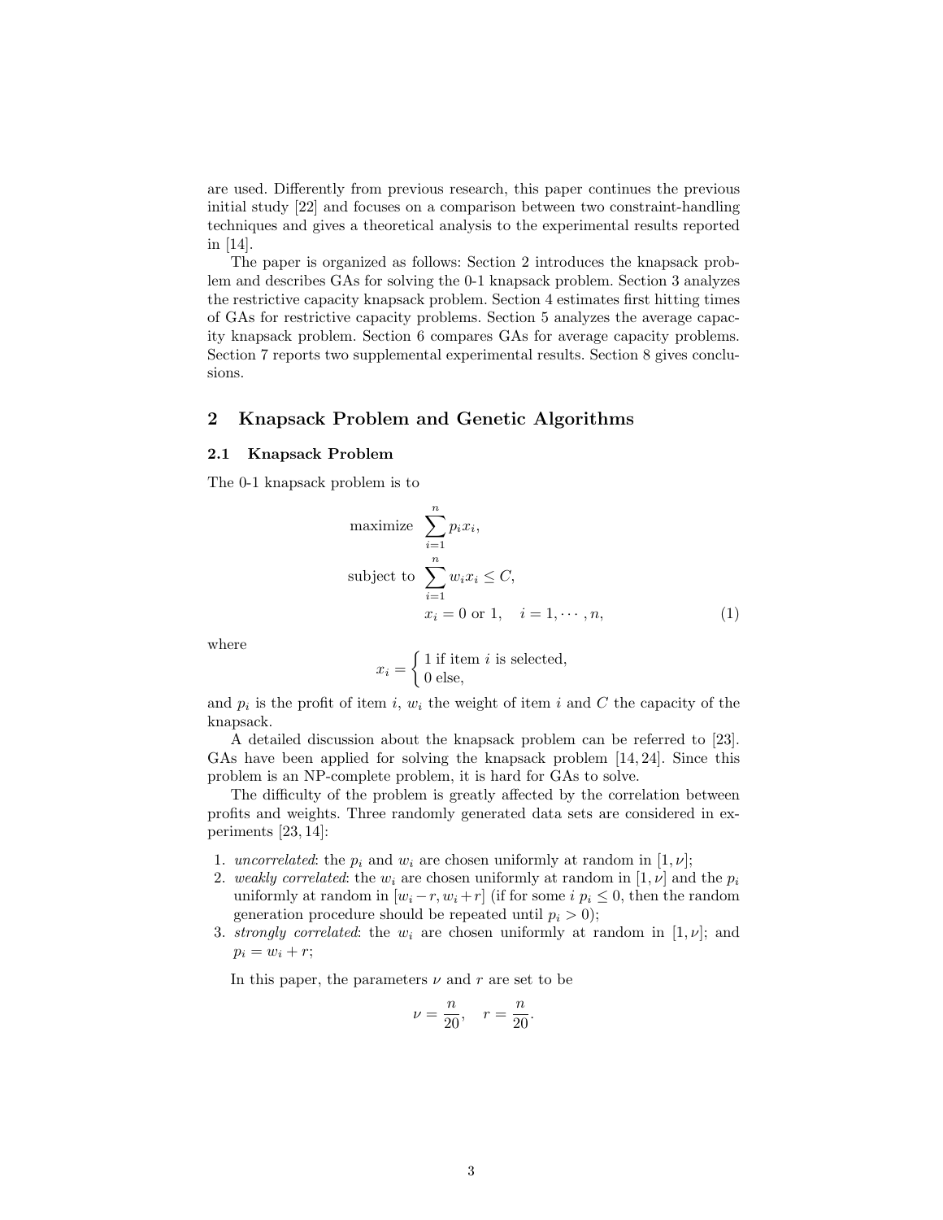are used. Differently from previous research, this paper continues the previous initial study [22] and focuses on a comparison between two constraint-handling techniques and gives a theoretical analysis to the experimental results reported in [14].

The paper is organized as follows: Section 2 introduces the knapsack problem and describes GAs for solving the 0-1 knapsack problem. Section 3 analyzes the restrictive capacity knapsack problem. Section 4 estimates first hitting times of GAs for restrictive capacity problems. Section 5 analyzes the average capacity knapsack problem. Section 6 compares GAs for average capacity problems. Section 7 reports two supplemental experimental results. Section 8 gives conclusions.

## 2 Knapsack Problem and Genetic Algorithms

### 2.1 Knapsack Problem

The 0-1 knapsack problem is to

$$
\begin{aligned}
\text{maximize} \quad & \sum_{i=1}^{n} p_i x_i, \\
\text{subject to} \quad & \sum_{i=1}^{n} w_i x_i \leq C, \\
& x_i = 0 \text{ or } 1, \quad i = 1, \cdots, n,
\end{aligned} \tag{1}
$$

where

$$
x_i = \begin{cases} 1 \text{ if item } i \text{ is selected,} \\ 0 \text{ else,} \end{cases}
$$

and $p_i$ is the profit of item $i$, $w_i$ the weight of item $i$ and $C$ the capacity of the knapsack.

A detailed discussion about the knapsack problem can be referred to [23]. GAs have been applied for solving the knapsack problem [14, 24]. Since this problem is an NP-complete problem, it is hard for GAs to solve.

The difficulty of the problem is greatly affected by the correlation between profits and weights. Three randomly generated data sets are considered in experiments [23, 14]:

1. *uncorrelated*: the $p_i$ and $w_i$ are chosen uniformly at random in $[1, \nu]$;
2. *weakly correlated*: the $w_i$ are chosen uniformly at random in $[1, \nu]$ and the $p_i$ uniformly at random in $[w_i - r, w_i + r]$ (if for some $i$ $p_i \leq 0$, then the random generation procedure should be repeated until $p_i > 0$);
3. *strongly correlated*: the $w_i$ are chosen uniformly at random in $[1, \nu]$; and $p_i = w_i + r$;

In this paper, the parameters $\nu$ and $r$ are set to be

$$
\nu = \frac{n}{20}, \quad r = \frac{n}{20}.
$$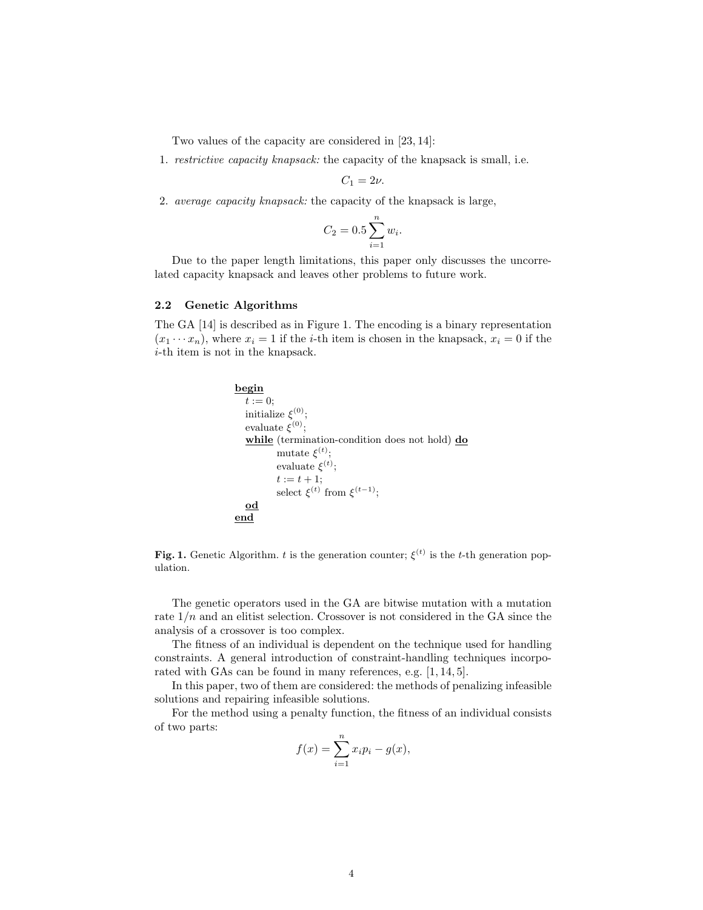Two values of the capacity are considered in [23, 14]:

1. *restrictive capacity knapsack:* the capacity of the knapsack is small, i.e.

$$C_1 = 2\nu.$$

2. *average capacity knapsack:* the capacity of the knapsack is large,

$$C_2 = 0.5 \sum_{i=1}^{n} w_i.$$

Due to the paper length limitations, this paper only discusses the uncorrelated capacity knapsack and leaves other problems to future work.

### 2.2 Genetic Algorithms

The GA [14] is described as in Figure 1. The encoding is a binary representation $(x_1 \cdots x_n)$, where $x_i = 1$ if the $i$-th item is chosen in the knapsack, $x_i = 0$ if the $i$-th item is not in the knapsack.

```
begin
   t := 0;
   initialize ξ^(0);
   evaluate ξ^(0);
   while (termination-condition does not hold) do
         mutate ξ^(t);
         evaluate ξ^(t);
         t := t + 1;
         select ξ^(t) from ξ^(t-1);
   od
end
```

**Fig. 1.** Genetic Algorithm. $t$ is the generation counter; $\xi^{(t)}$ is the $t$-th generation population.

The genetic operators used in the GA are bitwise mutation with a mutation rate $1/n$ and an elitist selection. Crossover is not considered in the GA since the analysis of a crossover is too complex.

The fitness of an individual is dependent on the technique used for handling constraints. A general introduction of constraint-handling techniques incorporated with GAs can be found in many references, e.g. [1, 14, 5].

In this paper, two of them are considered: the methods of penalizing infeasible solutions and repairing infeasible solutions.

For the method using a penalty function, the fitness of an individual consists of two parts:

$$f(x) = \sum_{i=1}^{n} x_i p_i - g(x),$$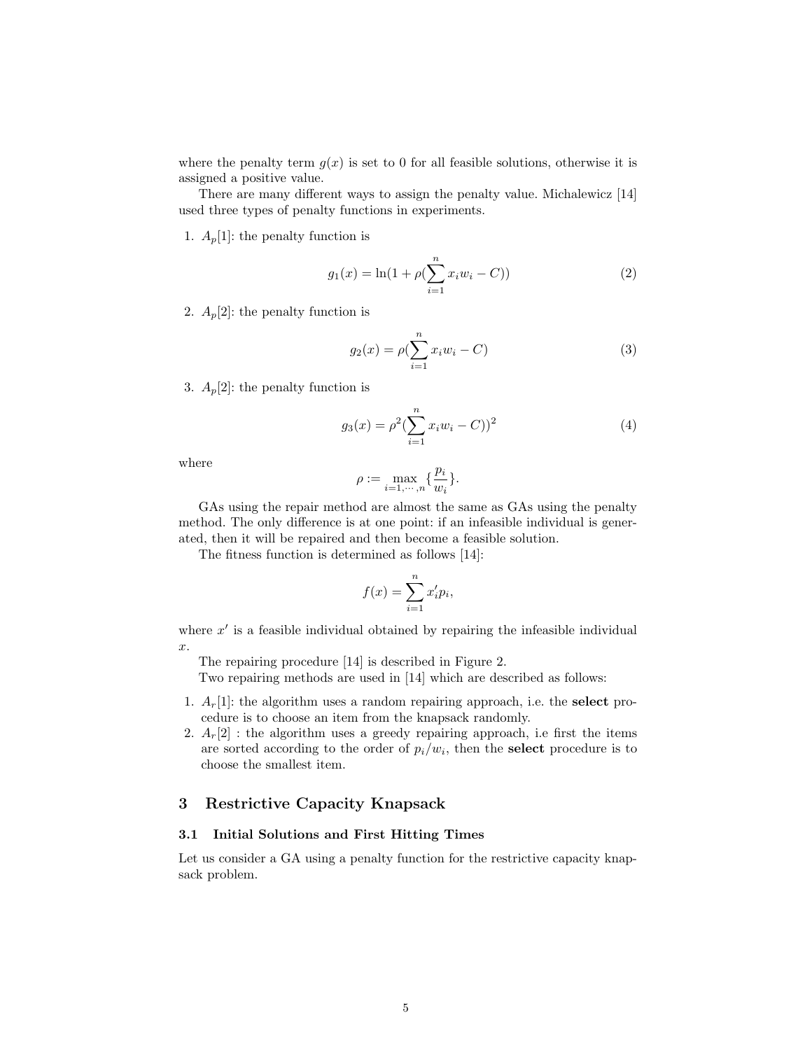where the penalty term $g(x)$ is set to 0 for all feasible solutions, otherwise it is assigned a positive value.

There are many different ways to assign the penalty value. Michalewicz [14] used three types of penalty functions in experiments.

1. $A_p[1]$: the penalty function is

$$g_1(x) = \ln(1 + \rho(\sum_{i=1}^{n} x_i w_i - C)) \tag{2}$$

2. $A_p[2]$: the penalty function is

$$g_2(x) = \rho(\sum_{i=1}^{n} x_i w_i - C) \tag{3}$$

3. $A_p[2]$: the penalty function is

$$g_3(x) = \rho^2(\sum_{i=1}^{n} x_i w_i - C))^2 \tag{4}$$

where

$$\rho := \max_{i=1,\cdots,n} \{\frac{p_i}{w_i}\}.$$

GAs using the repair method are almost the same as GAs using the penalty method. The only difference is at one point: if an infeasible individual is generated, then it will be repaired and then become a feasible solution.

The fitness function is determined as follows [14]:

$$f(x) = \sum_{i=1}^{n} x_i' p_i,$$

where $x'$ is a feasible individual obtained by repairing the infeasible individual $x$.

The repairing procedure [14] is described in Figure 2.

Two repairing methods are used in [14] which are described as follows:

1. $A_r[1]$: the algorithm uses a random repairing approach, i.e. the **select** procedure is to choose an item from the knapsack randomly.
2. $A_r[2]$ : the algorithm uses a greedy repairing approach, i.e first the items are sorted according to the order of $p_i/w_i$, then the **select** procedure is to choose the smallest item.

## 3 Restrictive Capacity Knapsack

### 3.1 Initial Solutions and First Hitting Times

Let us consider a GA using a penalty function for the restrictive capacity knapsack problem.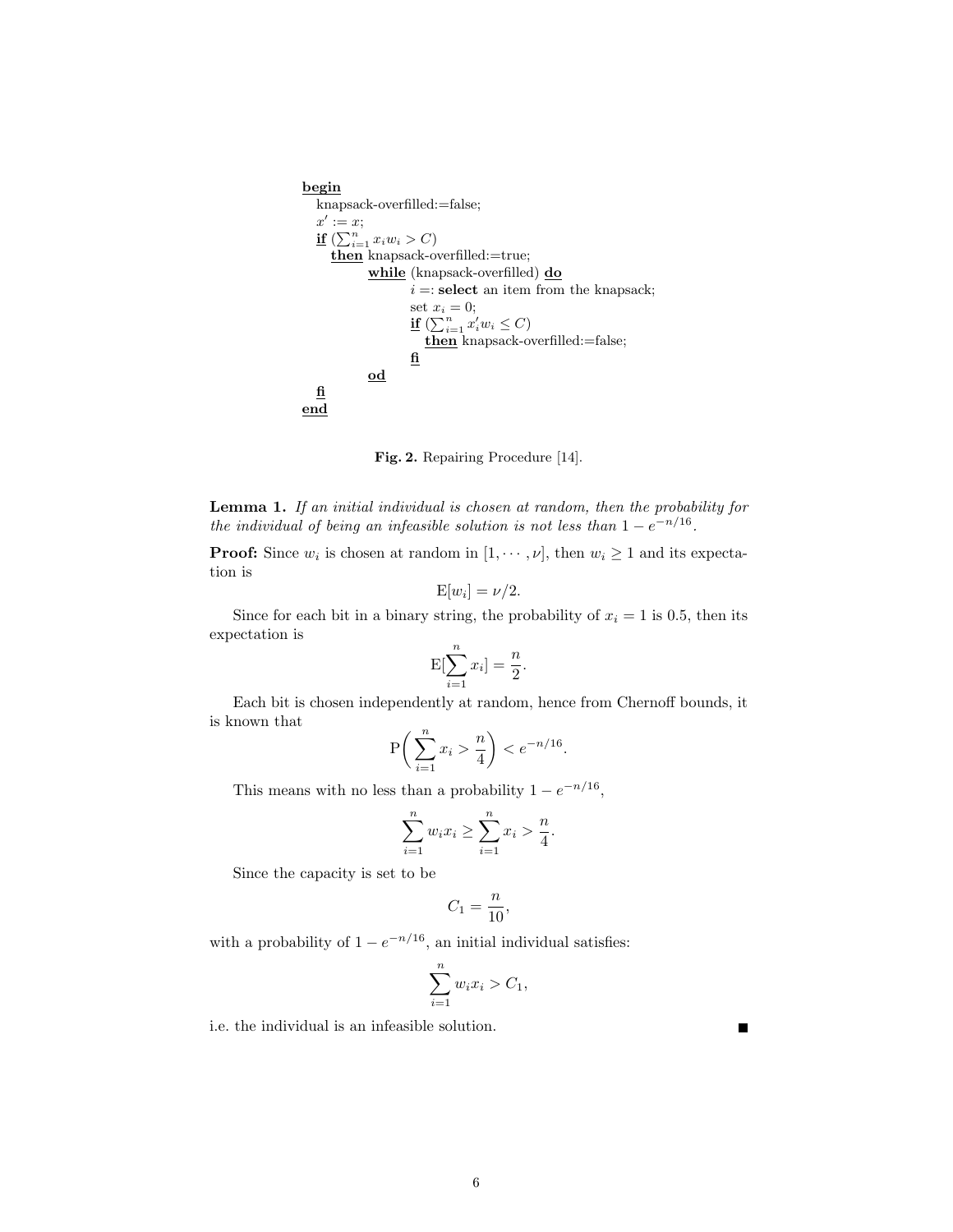```
begin
  knapsack-overfilled:=false;
  x' := x;
  if (∑_{i=1}^n x_i w_i > C)
    then knapsack-overfilled:=true;
         while (knapsack-overfilled) do
                i =: select an item from the knapsack;
                set x_i = 0;
                if (∑_{i=1}^n x'_i w_i ≤ C)
                  then knapsack-overfilled:=false;
                fi
         od
  fi
end
```

**Fig. 2.** Repairing Procedure [14].

**Lemma 1.** *If an initial individual is chosen at random, then the probability for the individual of being an infeasible solution is not less than* $1 - e^{-n/16}$.

**Proof:** Since $w_i$ is chosen at random in $[1, \cdots, \nu]$, then $w_i \geq 1$ and its expectation is

$$\mathrm{E}[w_i] = \nu/2.$$

Since for each bit in a binary string, the probability of $x_i = 1$ is 0.5, then its expectation is

$$\mathrm{E}[\sum_{i=1}^{n} x_i] = \frac{n}{2}.$$

Each bit is chosen independently at random, hence from Chernoff bounds, it is known that

$$\mathrm{P}\bigg(\sum_{i=1}^{n} x_i > \frac{n}{4}\bigg) < e^{-n/16}.$$

This means with no less than a probability $1 - e^{-n/16}$,

$$\sum_{i=1}^{n} w_i x_i \geq \sum_{i=1}^{n} x_i > \frac{n}{4}.$$

Since the capacity is set to be

$$C_1 = \frac{n}{10},$$

with a probability of $1 - e^{-n/16}$, an initial individual satisfies:

$$\sum_{i=1}^{n} w_i x_i > C_1,$$

i.e. the individual is an infeasible solution. ∎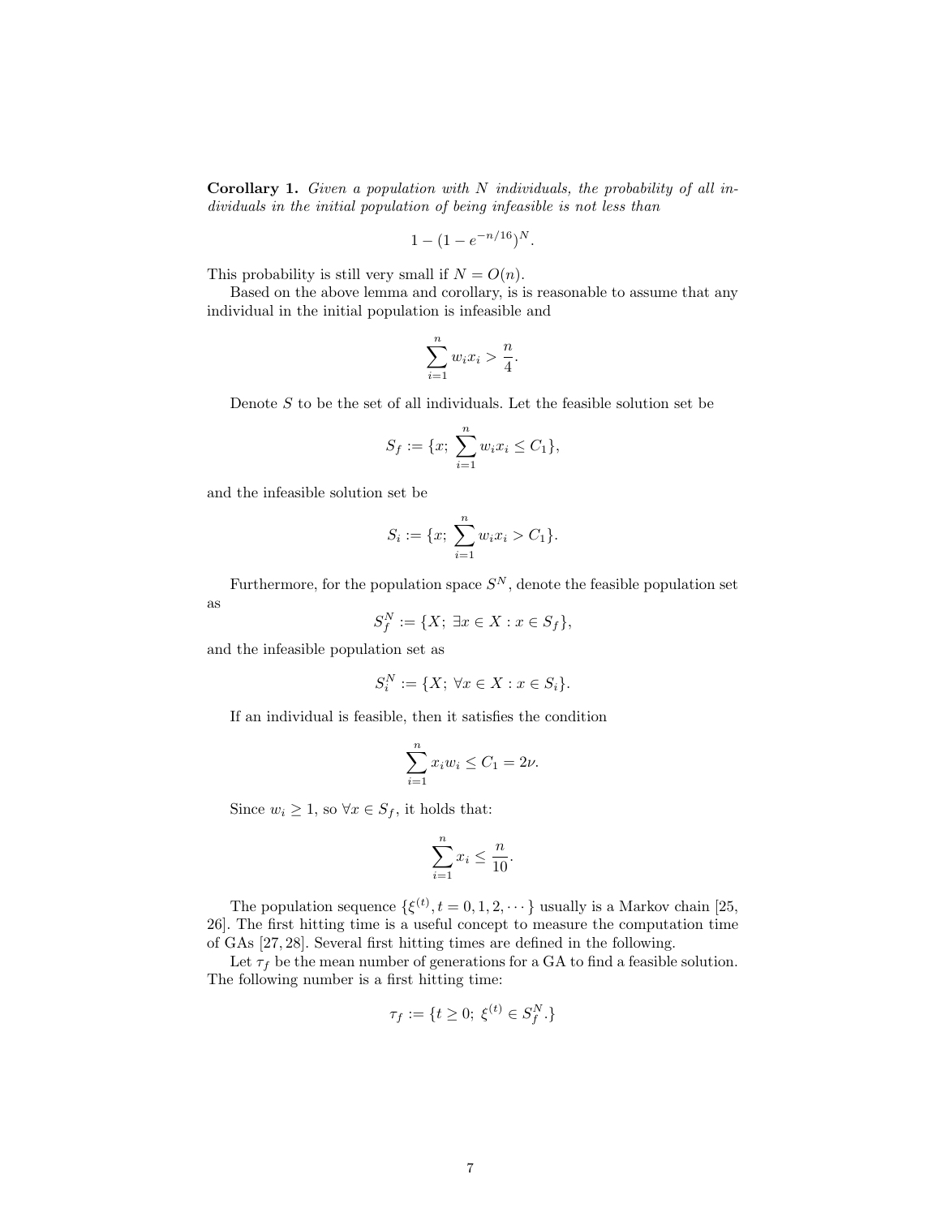**Corollary 1.** *Given a population with N individuals, the probability of all individuals in the initial population of being infeasible is not less than*

$$1-(1-e^{-n/16})^N.$$

This probability is still very small if $N = O(n)$.

Based on the above lemma and corollary, is is reasonable to assume that any individual in the initial population is infeasible and

$$\sum_{i=1}^{n} w_i x_i > \frac{n}{4}.$$

Denote $S$ to be the set of all individuals. Let the feasible solution set be

$$S_f := \{x;\ \sum_{i=1}^{n} w_i x_i \leq C_1\},$$

and the infeasible solution set be

$$S_i := \{x;\ \sum_{i=1}^{n} w_i x_i > C_1\}.$$

Furthermore, for the population space $S^N$, denote the feasible population set as

$$S_f^N := \{X;\ \exists x \in X : x \in S_f\},$$

and the infeasible population set as

$$S_i^N := \{X;\ \forall x \in X : x \in S_i\}.$$

If an individual is feasible, then it satisfies the condition

$$\sum_{i=1}^{n} x_i w_i \leq C_1 = 2\nu.$$

Since $w_i \geq 1$, so $\forall x \in S_f$, it holds that:

$$\sum_{i=1}^{n} x_i \leq \frac{n}{10}.$$

The population sequence $\{\xi^{(t)}, t = 0, 1, 2, \cdots\}$ usually is a Markov chain [25, 26]. The first hitting time is a useful concept to measure the computation time of GAs [27, 28]. Several first hitting times are defined in the following.

Let $\tau_f$ be the mean number of generations for a GA to find a feasible solution. The following number is a first hitting time:

$$\tau_f := \{t \geq 0;\ \xi^{(t)} \in S_f^N.\}$$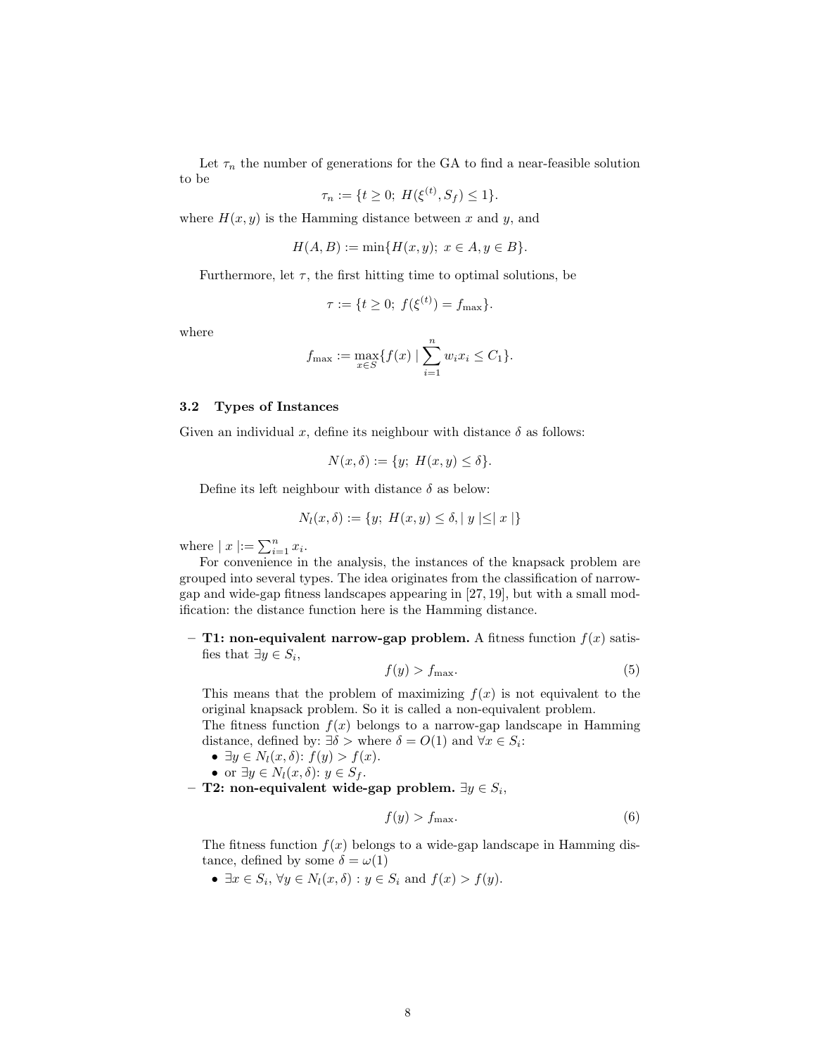Let $\tau_n$ the number of generations for the GA to find a near-feasible solution to be

$$\tau_n := \{t \geq 0;\ H(\xi^{(t)}, S_f) \leq 1\}.$$

where $H(x, y)$ is the Hamming distance between $x$ and $y$, and

$$H(A, B) := \min\{H(x, y);\ x \in A, y \in B\}.$$

Furthermore, let $\tau$, the first hitting time to optimal solutions, be

$$\tau := \{t \geq 0;\ f(\xi^{(t)}) = f_{\max}\}.$$

where

$$f_{\max} := \max_{x \in S}\{f(x) \mid \sum_{i=1}^{n} w_i x_i \leq C_1\}.$$

### 3.2 Types of Instances

Given an individual $x$, define its neighbour with distance $\delta$ as follows:

$$N(x, \delta) := \{y;\ H(x, y) \leq \delta\}.$$

Define its left neighbour with distance $\delta$ as below:

$$N_l(x, \delta) := \{y;\ H(x, y) \leq \delta, \mid y \mid \leq \mid x \mid\}$$

where $\mid x \mid := \sum_{i=1}^{n} x_i$.

For convenience in the analysis, the instances of the knapsack problem are grouped into several types. The idea originates from the classification of narrow-gap and wide-gap fitness landscapes appearing in [27, 19], but with a small modification: the distance function here is the Hamming distance.

- **T1: non-equivalent narrow-gap problem.** A fitness function $f(x)$ satisfies that $\exists y \in S_i$,

$$f(y) > f_{\max}. \tag{5}$$

  This means that the problem of maximizing $f(x)$ is not equivalent to the original knapsack problem. So it is called a non-equivalent problem.
  The fitness function $f(x)$ belongs to a narrow-gap landscape in Hamming distance, defined by: $\exists \delta >$ where $\delta = O(1)$ and $\forall x \in S_i$:
  - $\exists y \in N_l(x, \delta)$: $f(y) > f(x)$.
  - or $\exists y \in N_l(x, \delta)$: $y \in S_f$.
- **T2: non-equivalent wide-gap problem.** $\exists y \in S_i$,

$$f(y) > f_{\max}. \tag{6}$$

  The fitness function $f(x)$ belongs to a wide-gap landscape in Hamming distance, defined by some $\delta = \omega(1)$
  - $\exists x \in S_i$, $\forall y \in N_l(x, \delta) : y \in S_i$ and $f(x) > f(y)$.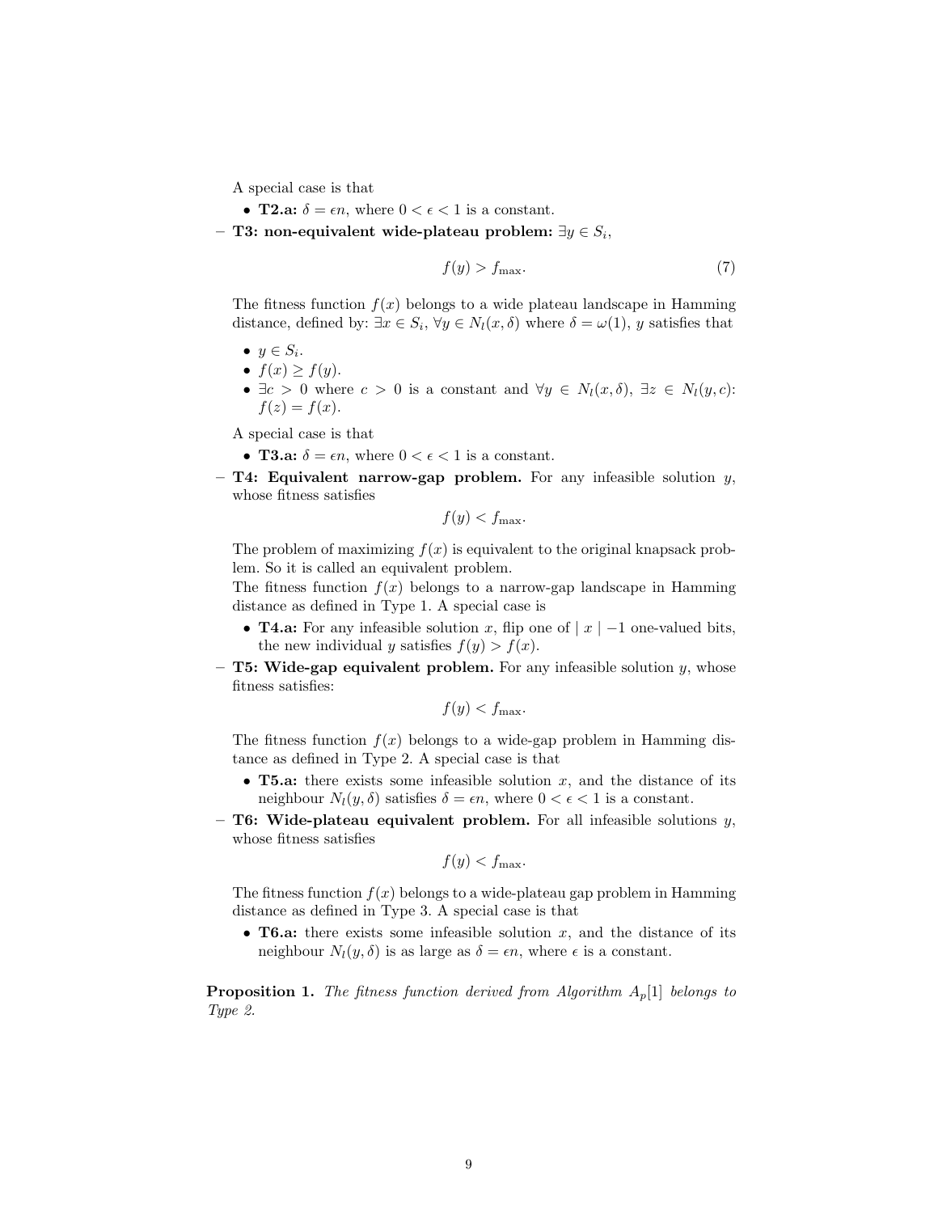A special case is that

- **T2.a:** $\delta = \epsilon n$, where $0 < \epsilon < 1$ is a constant.

– **T3: non-equivalent wide-plateau problem:** $\exists y \in S_i$,

$$f(y) > f_{\max}. \tag{7}$$

The fitness function $f(x)$ belongs to a wide plateau landscape in Hamming distance, defined by: $\exists x \in S_i$, $\forall y \in N_l(x, \delta)$ where $\delta = \omega(1)$, $y$ satisfies that

- $y \in S_i$.
- $f(x) \geq f(y)$.
- $\exists c > 0$ where $c > 0$ is a constant and $\forall y \in N_l(x, \delta)$, $\exists z \in N_l(y, c)$: $f(z) = f(x)$.

A special case is that

- **T3.a:** $\delta = \epsilon n$, where $0 < \epsilon < 1$ is a constant.

– **T4: Equivalent narrow-gap problem.** For any infeasible solution $y$, whose fitness satisfies

$$f(y) < f_{\max}.$$

The problem of maximizing $f(x)$ is equivalent to the original knapsack problem. So it is called an equivalent problem.
The fitness function $f(x)$ belongs to a narrow-gap landscape in Hamming distance as defined in Type 1. A special case is

- **T4.a:** For any infeasible solution $x$, flip one of $\mid x \mid -1$ one-valued bits, the new individual $y$ satisfies $f(y) > f(x)$.

– **T5: Wide-gap equivalent problem.** For any infeasible solution $y$, whose fitness satisfies:

$$f(y) < f_{\max}.$$

The fitness function $f(x)$ belongs to a wide-gap problem in Hamming distance as defined in Type 2. A special case is that

- **T5.a:** there exists some infeasible solution $x$, and the distance of its neighbour $N_l(y, \delta)$ satisfies $\delta = \epsilon n$, where $0 < \epsilon < 1$ is a constant.

– **T6: Wide-plateau equivalent problem.** For all infeasible solutions $y$, whose fitness satisfies

$$f(y) < f_{\max}.$$

The fitness function $f(x)$ belongs to a wide-plateau gap problem in Hamming distance as defined in Type 3. A special case is that

- **T6.a:** there exists some infeasible solution $x$, and the distance of its neighbour $N_l(y, \delta)$ is as large as $\delta = \epsilon n$, where $\epsilon$ is a constant.

**Proposition 1.** *The fitness function derived from Algorithm $A_p$[1] belongs to Type 2.*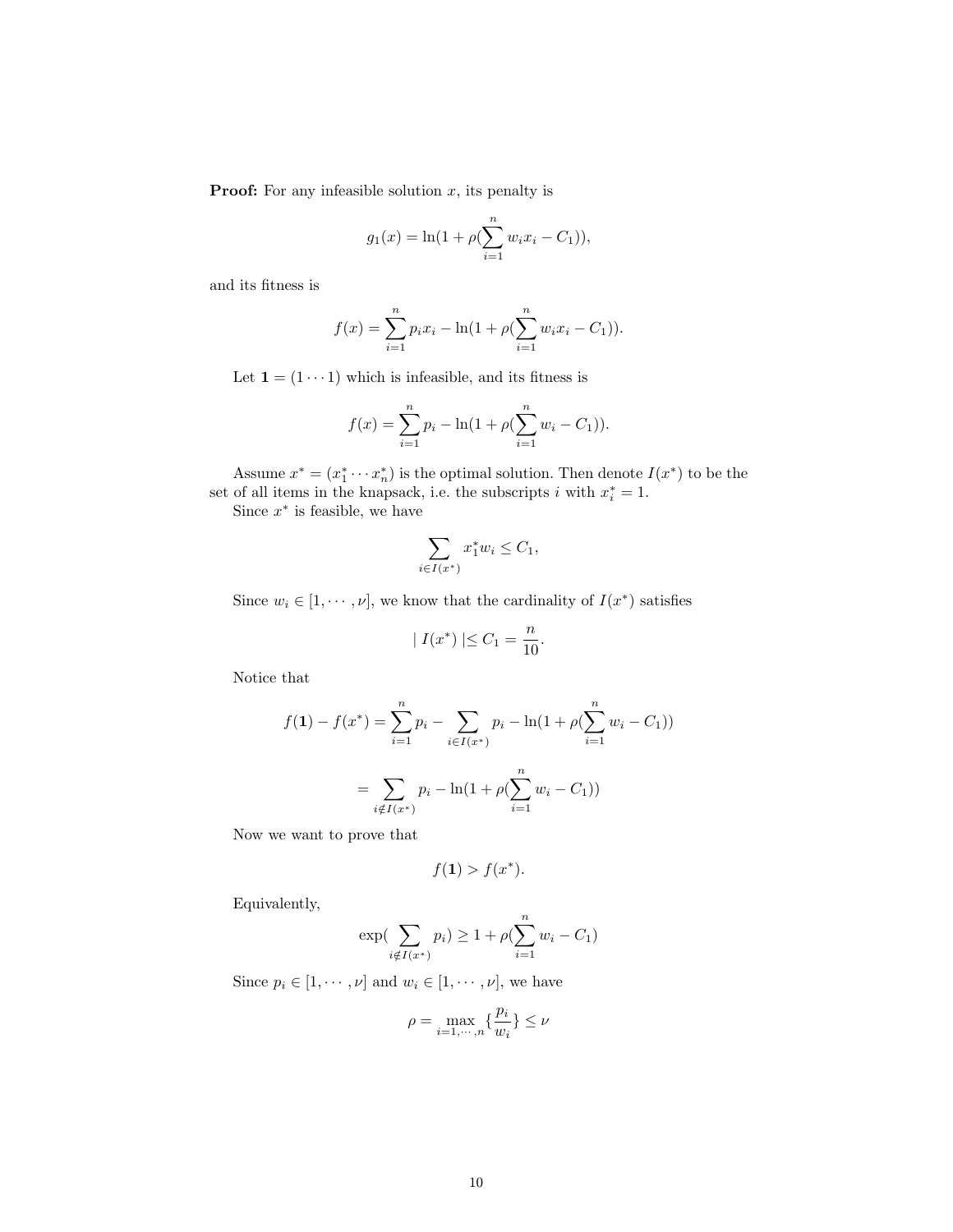**Proof:** For any infeasible solution $x$, its penalty is

$$g_1(x) = \ln(1 + \rho(\sum_{i=1}^{n} w_i x_i - C_1)),$$

and its fitness is

$$f(x) = \sum_{i=1}^{n} p_i x_i - \ln(1 + \rho(\sum_{i=1}^{n} w_i x_i - C_1)).$$

Let $\mathbf{1} = (1 \cdots 1)$ which is infeasible, and its fitness is

$$f(x) = \sum_{i=1}^{n} p_i - \ln(1 + \rho(\sum_{i=1}^{n} w_i - C_1)).$$

Assume $x^* = (x_1^* \cdots x_n^*)$ is the optimal solution. Then denote $I(x^*)$ to be the set of all items in the knapsack, i.e. the subscripts $i$ with $x_i^* = 1$.

Since $x^*$ is feasible, we have

$$\sum_{i \in I(x^*)} x_1^* w_i \leq C_1,$$

Since $w_i \in [1, \cdots, \nu]$, we know that the cardinality of $I(x^*)$ satisfies

$$| \ I(x^*) \ | \leq C_1 = \frac{n}{10}.$$

Notice that

$$f(\mathbf{1}) - f(x^*) = \sum_{i=1}^{n} p_i - \sum_{i \in I(x^*)} p_i - \ln(1 + \rho(\sum_{i=1}^{n} w_i - C_1))$$

$$= \sum_{i \notin I(x^*)} p_i - \ln(1 + \rho(\sum_{i=1}^{n} w_i - C_1))$$

Now we want to prove that

$$f(\mathbf{1}) > f(x^*).$$

Equivalently,

$$\exp(\sum_{i \notin I(x^*)} p_i) \geq 1 + \rho(\sum_{i=1}^{n} w_i - C_1)$$

Since $p_i \in [1, \cdots, \nu]$ and $w_i \in [1, \cdots, \nu]$, we have

$$\rho = \max_{i=1,\cdots,n} \{\frac{p_i}{w_i}\} \leq \nu$$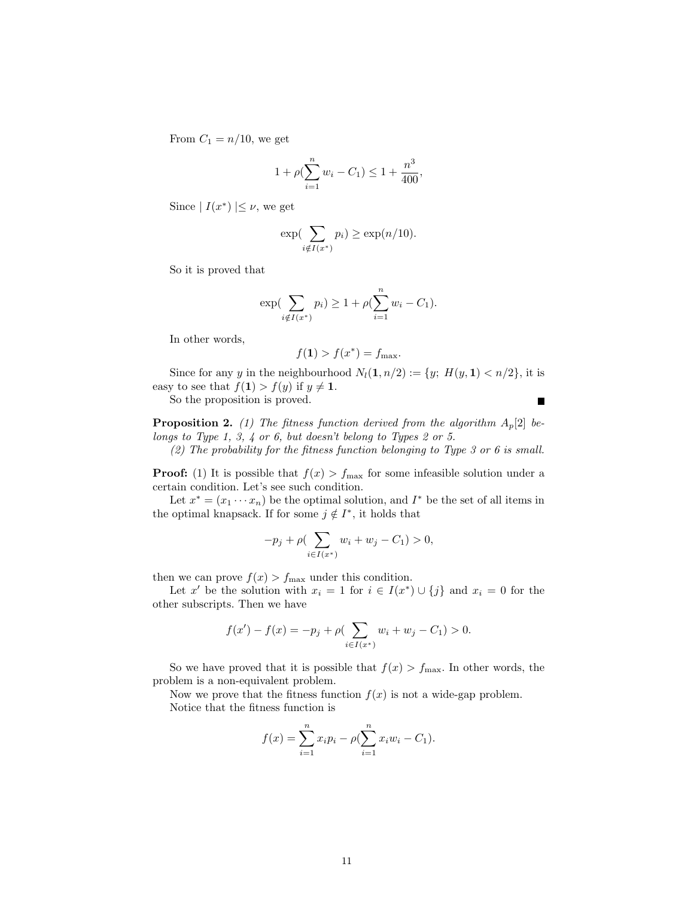From $C_1 = n/10$, we get

$$1 + \rho(\sum_{i=1}^{n} w_i - C_1) \leq 1 + \frac{n^3}{400},$$

Since $\mid I(x^*) \mid \leq \nu$, we get

$$\exp(\sum_{i \notin I(x^*)} p_i) \geq \exp(n/10).$$

So it is proved that

$$\exp(\sum_{i \notin I(x^*)} p_i) \geq 1 + \rho(\sum_{i=1}^{n} w_i - C_1).$$

In other words,

$$f(\mathbf{1}) > f(x^*) = f_{\max}.$$

Since for any $y$ in the neighbourhood $N_l(\mathbf{1}, n/2) := \{y;\ H(y, \mathbf{1}) < n/2\}$, it is easy to see that $f(\mathbf{1}) > f(y)$ if $y \neq \mathbf{1}$.

So the proposition is proved. ∎

**Proposition 2.** *(1) The fitness function derived from the algorithm $A_p$[2] belongs to Type 1, 3, 4 or 6, but doesn't belong to Types 2 or 5.*

*(2) The probability for the fitness function belonging to Type 3 or 6 is small.*

**Proof:** (1) It is possible that $f(x) > f_{\max}$ for some infeasible solution under a certain condition. Let's see such condition.

Let $x^* = (x_1 \cdots x_n)$ be the optimal solution, and $I^*$ be the set of all items in the optimal knapsack. If for some $j \notin I^*$, it holds that

$$-p_j + \rho(\sum_{i \in I(x^*)} w_i + w_j - C_1) > 0,$$

then we can prove $f(x) > f_{\max}$ under this condition.

Let $x'$ be the solution with $x_i = 1$ for $i \in I(x^*) \cup \{j\}$ and $x_i = 0$ for the other subscripts. Then we have

$$f(x') - f(x) = -p_j + \rho(\sum_{i \in I(x^*)} w_i + w_j - C_1) > 0.$$

So we have proved that it is possible that $f(x) > f_{\max}$. In other words, the problem is a non-equivalent problem.

Now we prove that the fitness function $f(x)$ is not a wide-gap problem.

Notice that the fitness function is

$$f(x) = \sum_{i=1}^{n} x_i p_i - \rho(\sum_{i=1}^{n} x_i w_i - C_1).$$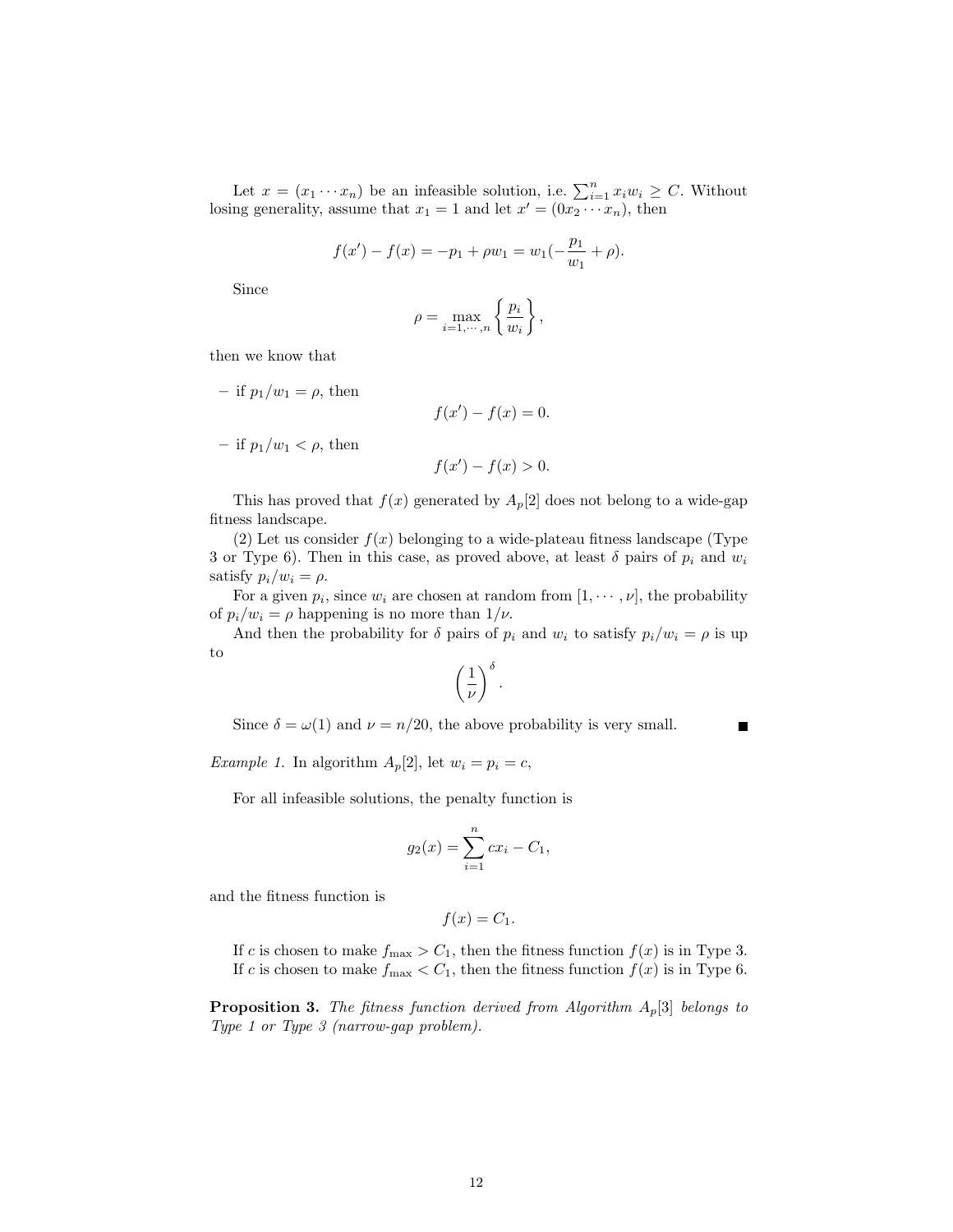Let $x = (x_1 \cdots x_n)$ be an infeasible solution, i.e. $\sum_{i=1}^{n} x_i w_i \geq C$. Without losing generality, assume that $x_1 = 1$ and let $x' = (0 x_2 \cdots x_n)$, then

$$f(x') - f(x) = -p_1 + \rho w_1 = w_1(-\frac{p_1}{w_1} + \rho).$$

Since

$$\rho = \max_{i=1,\cdots,n} \left\{ \frac{p_i}{w_i} \right\},$$

then we know that

- if $p_1/w_1 = \rho$, then
$$f(x') - f(x) = 0.$$
- if $p_1/w_1 < \rho$, then
$$f(x') - f(x) > 0.$$

This has proved that $f(x)$ generated by $A_p[2]$ does not belong to a wide-gap fitness landscape.

(2) Let us consider $f(x)$ belonging to a wide-plateau fitness landscape (Type 3 or Type 6). Then in this case, as proved above, at least $\delta$ pairs of $p_i$ and $w_i$ satisfy $p_i/w_i = \rho$.

For a given $p_i$, since $w_i$ are chosen at random from $[1, \cdots, \nu]$, the probability of $p_i/w_i = \rho$ happening is no more than $1/\nu$.

And then the probability for $\delta$ pairs of $p_i$ and $w_i$ to satisfy $p_i/w_i = \rho$ is up to

$$\left(\frac{1}{\nu}\right)^{\delta}.$$

Since $\delta = \omega(1)$ and $\nu = n/20$, the above probability is very small. ■

*Example 1.* In algorithm $A_p[2]$, let $w_i = p_i = c$,

For all infeasible solutions, the penalty function is

$$g_2(x) = \sum_{i=1}^{n} c x_i - C_1,$$

and the fitness function is

$$f(x) = C_1.$$

If $c$ is chosen to make $f_{\max} > C_1$, then the fitness function $f(x)$ is in Type 3. If $c$ is chosen to make $f_{\max} < C_1$, then the fitness function $f(x)$ is in Type 6.

**Proposition 3.** *The fitness function derived from Algorithm $A_p[3]$ belongs to Type 1 or Type 3 (narrow-gap problem).*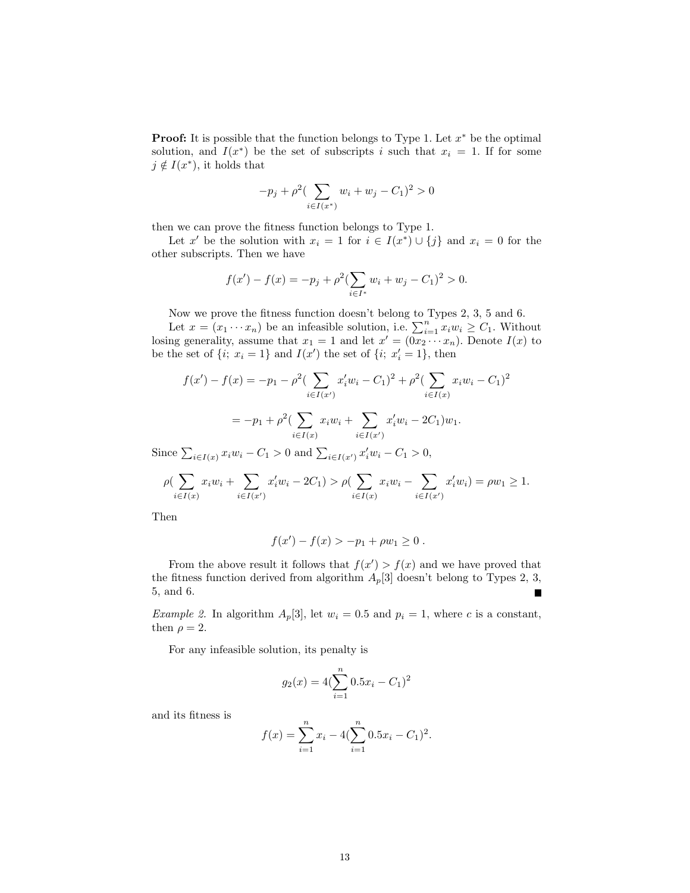**Proof:** It is possible that the function belongs to Type 1. Let $x^*$ be the optimal solution, and $I(x^*)$ be the set of subscripts $i$ such that $x_i = 1$. If for some $j \notin I(x^*)$, it holds that

$$-p_j + \rho^2(\sum_{i \in I(x^*)} w_i + w_j - C_1)^2 > 0$$

then we can prove the fitness function belongs to Type 1.

Let $x'$ be the solution with $x_i = 1$ for $i \in I(x^*) \cup \{j\}$ and $x_i = 0$ for the other subscripts. Then we have

$$f(x') - f(x) = -p_j + \rho^2(\sum_{i \in I^*} w_i + w_j - C_1)^2 > 0.$$

Now we prove the fitness function doesn't belong to Types 2, 3, 5 and 6.

Let $x = (x_1 \cdots x_n)$ be an infeasible solution, i.e. $\sum_{i=1}^{n} x_i w_i \geq C_1$. Without losing generality, assume that $x_1 = 1$ and let $x' = (0x_2 \cdots x_n)$. Denote $I(x)$ to be the set of $\{i;\ x_i = 1\}$ and $I(x')$ the set of $\{i;\ x'_i = 1\}$, then

$$f(x') - f(x) = -p_1 - \rho^2(\sum_{i \in I(x')} x'_i w_i - C_1)^2 + \rho^2(\sum_{i \in I(x)} x_i w_i - C_1)^2$$

$$= -p_1 + \rho^2(\sum_{i \in I(x)} x_i w_i + \sum_{i \in I(x')} x'_i w_i - 2C_1)w_1.$$

Since $\sum_{i \in I(x)} x_i w_i - C_1 > 0$ and $\sum_{i \in I(x')} x'_i w_i - C_1 > 0$,

$$\rho(\sum_{i \in I(x)} x_i w_i + \sum_{i \in I(x')} x'_i w_i - 2C_1) > \rho(\sum_{i \in I(x)} x_i w_i - \sum_{i \in I(x')} x'_i w_i) = \rho w_1 \geq 1.$$

Then

$$f(x') - f(x) > -p_1 + \rho w_1 \geq 0\ .$$

From the above result it follows that $f(x') > f(x)$ and we have proved that the fitness function derived from algorithm $A_p[3]$ doesn't belong to Types 2, 3, 5, and 6. ∎

*Example 2.* In algorithm $A_p[3]$, let $w_i = 0.5$ and $p_i = 1$, where $c$ is a constant, then $\rho = 2$.

For any infeasible solution, its penalty is

$$g_2(x) = 4(\sum_{i=1}^{n} 0.5 x_i - C_1)^2$$

and its fitness is

$$f(x) = \sum_{i=1}^{n} x_i - 4(\sum_{i=1}^{n} 0.5 x_i - C_1)^2.$$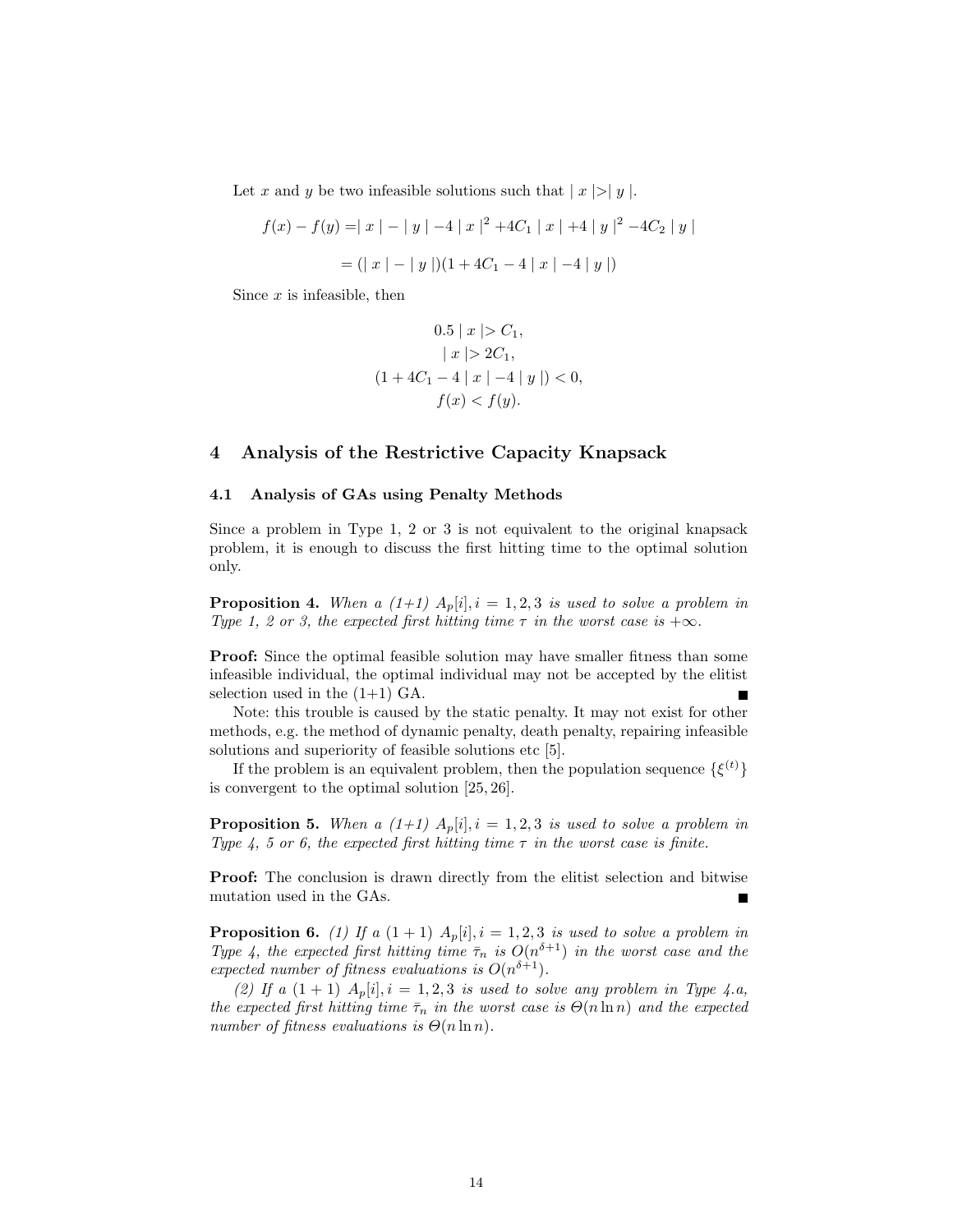Let $x$ and $y$ be two infeasible solutions such that $\mid x \mid > \mid y \mid$.

$$f(x) - f(y) = \mid x \mid - \mid y \mid -4 \mid x \mid^2 + 4C_1 \mid x \mid + 4 \mid y \mid^2 - 4C_2 \mid y \mid$$

$$= (\mid x \mid - \mid y \mid)(1 + 4C_1 - 4 \mid x \mid - 4 \mid y \mid)$$

Since $x$ is infeasible, then

$$0.5 \mid x \mid > C_1,$$
$$\mid x \mid > 2C_1,$$
$$(1 + 4C_1 - 4 \mid x \mid - 4 \mid y \mid) < 0,$$
$$f(x) < f(y).$$

## 4 Analysis of the Restrictive Capacity Knapsack

### 4.1 Analysis of GAs using Penalty Methods

Since a problem in Type 1, 2 or 3 is not equivalent to the original knapsack problem, it is enough to discuss the first hitting time to the optimal solution only.

**Proposition 4.** *When a (1+1) $A_p[i], i = 1, 2, 3$ is used to solve a problem in Type 1, 2 or 3, the expected first hitting time $\tau$ in the worst case is $+\infty$.*

**Proof:** Since the optimal feasible solution may have smaller fitness than some infeasible individual, the optimal individual may not be accepted by the elitist selection used in the (1+1) GA. ■

Note: this trouble is caused by the static penalty. It may not exist for other methods, e.g. the method of dynamic penalty, death penalty, repairing infeasible solutions and superiority of feasible solutions etc [5].

If the problem is an equivalent problem, then the population sequence $\{\xi^{(t)}\}$ is convergent to the optimal solution [25, 26].

**Proposition 5.** *When a (1+1) $A_p[i], i = 1, 2, 3$ is used to solve a problem in Type 4, 5 or 6, the expected first hitting time $\tau$ in the worst case is finite.*

**Proof:** The conclusion is drawn directly from the elitist selection and bitwise mutation used in the GAs. ■

**Proposition 6.** *(1) If a $(1+1)$ $A_p[i], i = 1, 2, 3$ is used to solve a problem in Type 4, the expected first hitting time $\bar{\tau}_n$ is $O(n^{\delta+1})$ in the worst case and the expected number of fitness evaluations is $O(n^{\delta+1})$.*

*(2) If a $(1+1)$ $A_p[i], i = 1, 2, 3$ is used to solve any problem in Type 4.a, the expected first hitting time $\bar{\tau}_n$ in the worst case is $\Theta(n \ln n)$ and the expected number of fitness evaluations is $\Theta(n \ln n)$.*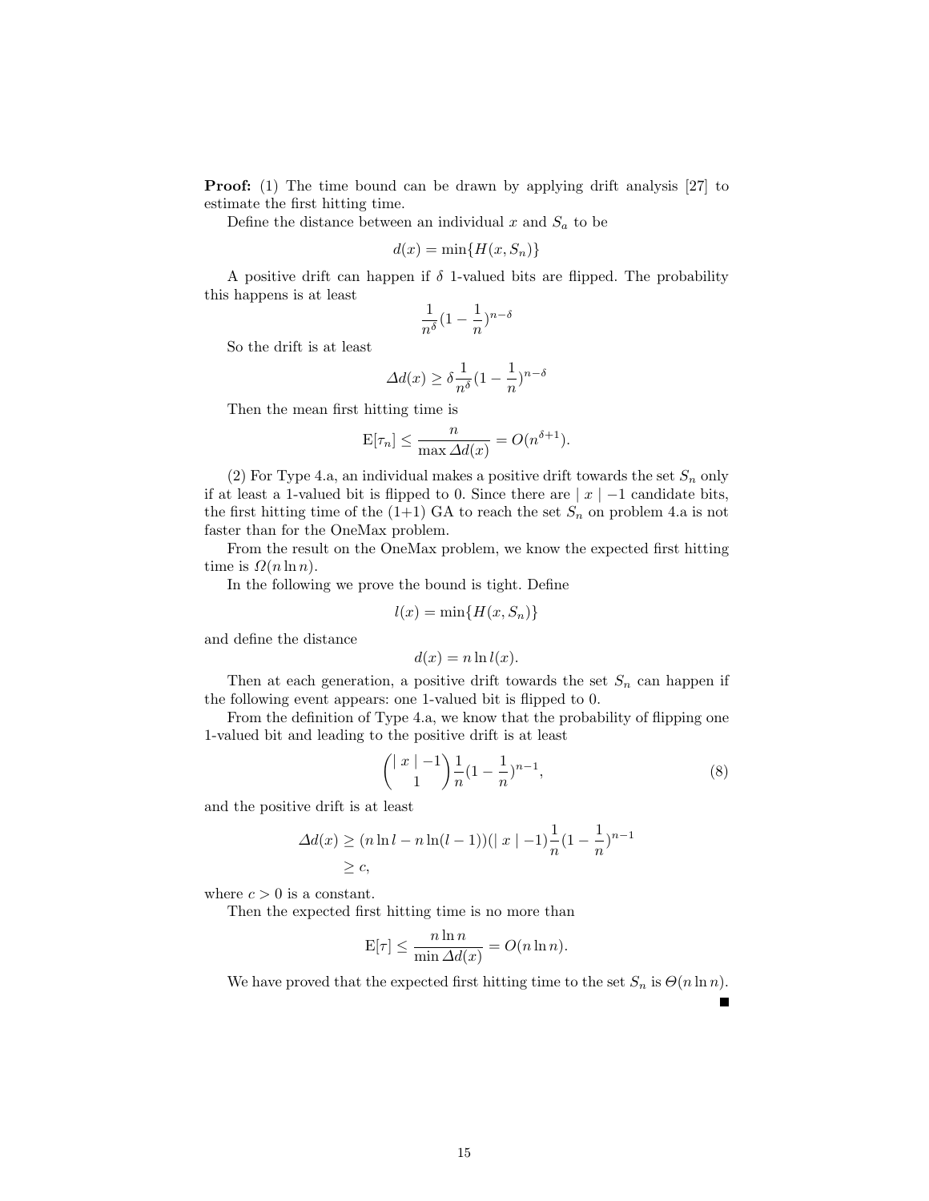**Proof:** (1) The time bound can be drawn by applying drift analysis [27] to estimate the first hitting time.

Define the distance between an individual $x$ and $S_a$ to be

$$d(x) = \min\{H(x, S_n)\}$$

A positive drift can happen if $\delta$ 1-valued bits are flipped. The probability this happens is at least

$$\frac{1}{n^{\delta}}(1 - \frac{1}{n})^{n-\delta}$$

So the drift is at least

$$\Delta d(x) \geq \delta \frac{1}{n^{\delta}}(1 - \frac{1}{n})^{n-\delta}$$

Then the mean first hitting time is

$$\mathrm{E}[\tau_n] \leq \frac{n}{\max \Delta d(x)} = O(n^{\delta+1}).$$

(2) For Type 4.a, an individual makes a positive drift towards the set $S_n$ only if at least a 1-valued bit is flipped to 0. Since there are $\mid x \mid -1$ candidate bits, the first hitting time of the (1+1) GA to reach the set $S_n$ on problem 4.a is not faster than for the OneMax problem.

From the result on the OneMax problem, we know the expected first hitting time is $\Omega(n \ln n)$.

In the following we prove the bound is tight. Define

$$l(x) = \min\{H(x, S_n)\}$$

and define the distance

$$d(x) = n \ln l(x).$$

Then at each generation, a positive drift towards the set $S_n$ can happen if the following event appears: one 1-valued bit is flipped to 0.

From the definition of Type 4.a, we know that the probability of flipping one 1-valued bit and leading to the positive drift is at least

$$\binom{\mid x \mid -1}{1} \frac{1}{n}(1 - \frac{1}{n})^{n-1}, \tag{8}$$

and the positive drift is at least

$$\begin{aligned} \Delta d(x) &\geq (n \ln l - n \ln(l-1))(\mid x \mid -1)\frac{1}{n}(1 - \frac{1}{n})^{n-1} \\ &\geq c, \end{aligned}$$

where $c > 0$ is a constant.

Then the expected first hitting time is no more than

$$\mathrm{E}[\tau] \leq \frac{n \ln n}{\min \Delta d(x)} = O(n \ln n).$$

We have proved that the expected first hitting time to the set $S_n$ is $\Theta(n \ln n)$. ∎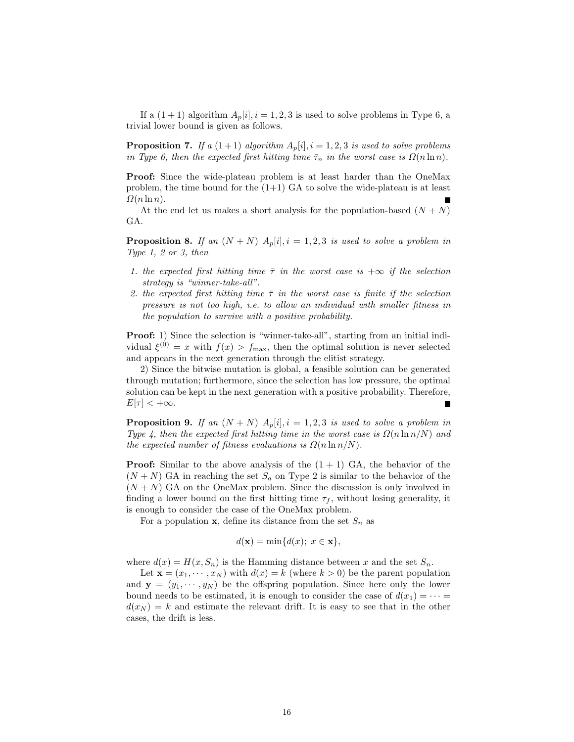If a $(1+1)$ algorithm $A_p[i], i = 1, 2, 3$ is used to solve problems in Type 6, a trivial lower bound is given as follows.

**Proposition 7.** *If a $(1+1)$ algorithm $A_p[i], i = 1, 2, 3$ is used to solve problems in Type 6, then the expected first hitting time $\bar{\tau}_n$ in the worst case is $\Omega(n \ln n)$.*

**Proof:** Since the wide-plateau problem is at least harder than the OneMax problem, the time bound for the (1+1) GA to solve the wide-plateau is at least $\Omega(n \ln n)$. ■

At the end let us makes a short analysis for the population-based $(N+N)$ GA.

**Proposition 8.** *If an $(N+N)$ $A_p[i], i = 1, 2, 3$ is used to solve a problem in Type 1, 2 or 3, then*

1. *the expected first hitting time $\bar{\tau}$ in the worst case is $+\infty$ if the selection strategy is "winner-take-all".*
2. *the expected first hitting time $\bar{\tau}$ in the worst case is finite if the selection pressure is not too high, i.e. to allow an individual with smaller fitness in the population to survive with a positive probability.*

**Proof:** 1) Since the selection is "winner-take-all", starting from an initial individual $\xi^{(0)} = x$ with $f(x) > f_{\max}$, then the optimal solution is never selected and appears in the next generation through the elitist strategy.

2) Since the bitwise mutation is global, a feasible solution can be generated through mutation; furthermore, since the selection has low pressure, the optimal solution can be kept in the next generation with a positive probability. Therefore, $E[\tau] < +\infty$. ■

**Proposition 9.** *If an $(N+N)$ $A_p[i], i = 1, 2, 3$ is used to solve a problem in Type 4, then the expected first hitting time in the worst case is $\Omega(n \ln n/N)$ and the expected number of fitness evaluations is $\Omega(n \ln n/N)$.*

**Proof:** Similar to the above analysis of the $(1+1)$ GA, the behavior of the $(N+N)$ GA in reaching the set $S_a$ on Type 2 is similar to the behavior of the $(N+N)$ GA on the OneMax problem. Since the discussion is only involved in finding a lower bound on the first hitting time $\tau_f$, without losing generality, it is enough to consider the case of the OneMax problem.

For a population $\mathbf{x}$, define its distance from the set $S_n$ as

$$d(\mathbf{x}) = \min\{d(x);\ x \in \mathbf{x}\},$$

where $d(x) = H(x, S_n)$ is the Hamming distance between $x$ and the set $S_n$.

Let $\mathbf{x} = (x_1, \cdots, x_N)$ with $d(x) = k$ (where $k > 0$) be the parent population and $\mathbf{y} = (y_1, \cdots, y_N)$ be the offspring population. Since here only the lower bound needs to be estimated, it is enough to consider the case of $d(x_1) = \cdots = d(x_N) = k$ and estimate the relevant drift. It is easy to see that in the other cases, the drift is less.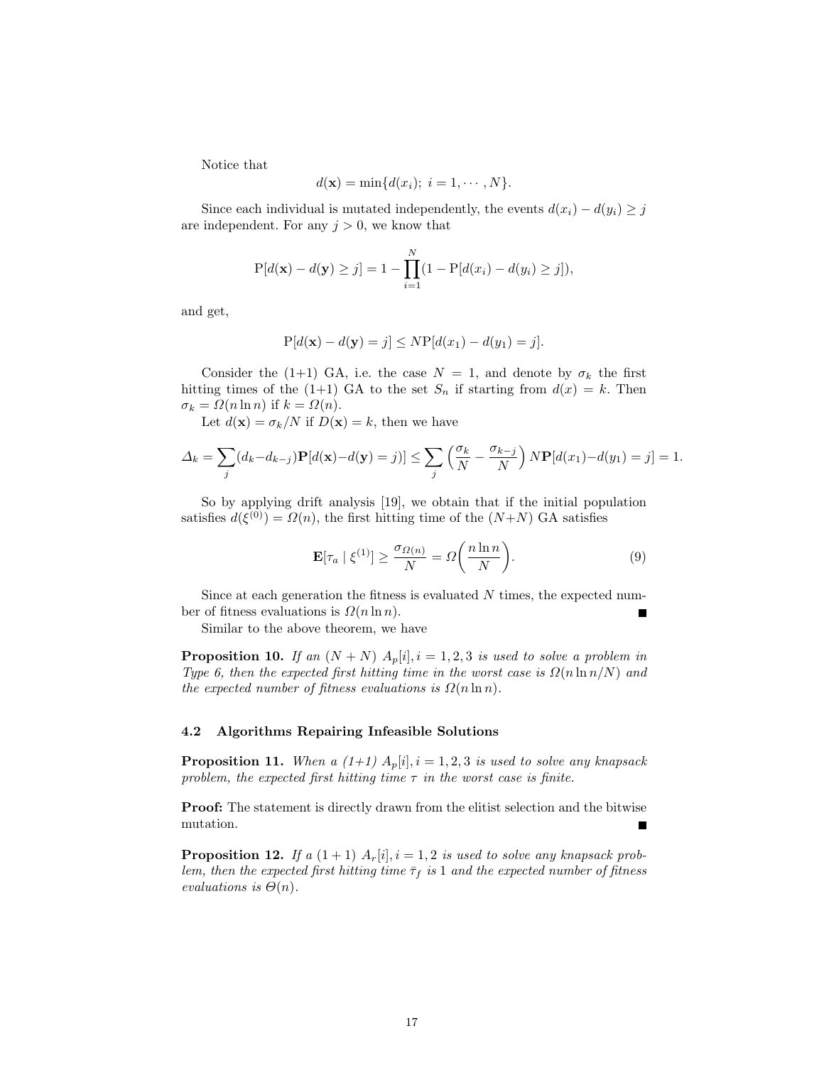Notice that

$$d(\mathbf{x}) = \min\{d(x_i);\ i = 1, \cdots, N\}.$$

Since each individual is mutated independently, the events $d(x_i) - d(y_i) \geq j$ are independent. For any $j > 0$, we know that

$$\mathrm{P}[d(\mathbf{x}) - d(\mathbf{y}) \geq j] = 1 - \prod_{i=1}^{N}(1 - \mathrm{P}[d(x_i) - d(y_i) \geq j]),$$

and get,

$$\mathrm{P}[d(\mathbf{x}) - d(\mathbf{y}) = j] \leq N\mathrm{P}[d(x_1) - d(y_1) = j].$$

Consider the (1+1) GA, i.e. the case $N = 1$, and denote by $\sigma_k$ the first hitting times of the (1+1) GA to the set $S_n$ if starting from $d(x) = k$. Then $\sigma_k = \Omega(n \ln n)$ if $k = \Omega(n)$.

Let $d(\mathbf{x}) = \sigma_k / N$ if $D(\mathbf{x}) = k$, then we have

$$\Delta_k = \sum_j (d_k - d_{k-j})\mathbf{P}[d(\mathbf{x}) - d(\mathbf{y}) = j)] \leq \sum_j \left(\frac{\sigma_k}{N} - \frac{\sigma_{k-j}}{N}\right) N\mathbf{P}[d(x_1) - d(y_1) = j] = 1.$$

So by applying drift analysis [19], we obtain that if the initial population satisfies $d(\xi^{(0)}) = \Omega(n)$, the first hitting time of the $(N{+}N)$ GA satisfies

$$\mathbf{E}[\tau_a \mid \xi^{(1)}] \geq \frac{\sigma_{\Omega(n)}}{N} = \Omega\bigg(\frac{n \ln n}{N}\bigg). \tag{9}$$

Since at each generation the fitness is evaluated $N$ times, the expected number of fitness evaluations is $\Omega(n \ln n)$. ■

Similar to the above theorem, we have

**Proposition 10.** *If an $(N + N)$ $A_p[i], i = 1, 2, 3$ is used to solve a problem in Type 6, then the expected first hitting time in the worst case is $\Omega(n \ln n / N)$ and the expected number of fitness evaluations is $\Omega(n \ln n)$.*

### 4.2 Algorithms Repairing Infeasible Solutions

**Proposition 11.** *When a (1+1) $A_p[i], i = 1, 2, 3$ is used to solve any knapsack problem, the expected first hitting time $\tau$ in the worst case is finite.*

**Proof:** The statement is directly drawn from the elitist selection and the bitwise mutation. ■

**Proposition 12.** *If a $(1 + 1)$ $A_r[i], i = 1, 2$ is used to solve any knapsack problem, then the expected first hitting time $\bar{\tau}_f$ is 1 and the expected number of fitness evaluations is $\Theta(n)$.*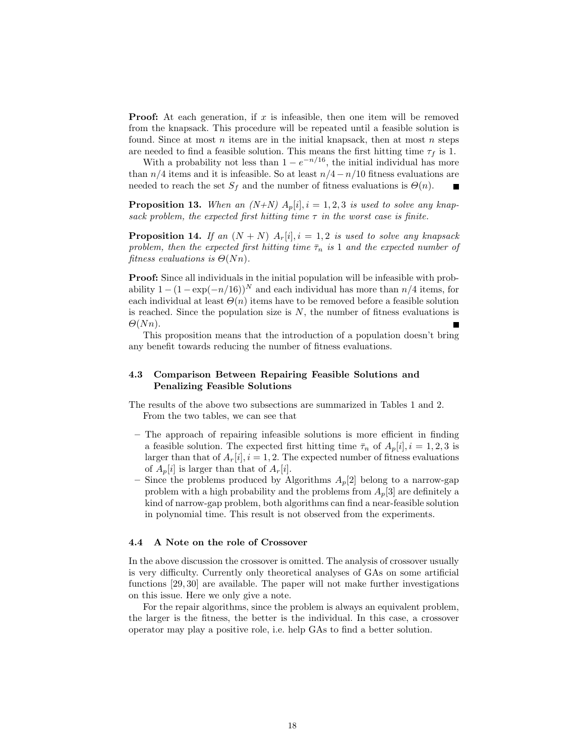**Proof:** At each generation, if $x$ is infeasible, then one item will be removed from the knapsack. This procedure will be repeated until a feasible solution is found. Since at most $n$ items are in the initial knapsack, then at most $n$ steps are needed to find a feasible solution. This means the first hitting time $\tau_f$ is 1.

With a probability not less than $1 - e^{-n/16}$, the initial individual has more than $n/4$ items and it is infeasible. So at least $n/4 - n/10$ fitness evaluations are needed to reach the set $S_f$ and the number of fitness evaluations is $\Theta(n)$. ■

**Proposition 13.** *When an (N+N) $A_p[i], i = 1, 2, 3$ is used to solve any knapsack problem, the expected first hitting time $\tau$ in the worst case is finite.*

**Proposition 14.** *If an $(N + N)$ $A_r[i], i = 1, 2$ is used to solve any knapsack problem, then the expected first hitting time $\bar{\tau}_n$ is 1 and the expected number of fitness evaluations is $\Theta(Nn)$.*

**Proof:** Since all individuals in the initial population will be infeasible with probability $1 - (1 - \exp(-n/16))^N$ and each individual has more than $n/4$ items, for each individual at least $\Theta(n)$ items have to be removed before a feasible solution is reached. Since the population size is $N$, the number of fitness evaluations is $\Theta(Nn)$. ■

This proposition means that the introduction of a population doesn't bring any benefit towards reducing the number of fitness evaluations.

### 4.3 Comparison Between Repairing Feasible Solutions and Penalizing Feasible Solutions

The results of the above two subsections are summarized in Tables 1 and 2.

From the two tables, we can see that

- The approach of repairing infeasible solutions is more efficient in finding a feasible solution. The expected first hitting time $\bar{\tau}_n$ of $A_p[i], i = 1, 2, 3$ is larger than that of $A_r[i], i = 1, 2$. The expected number of fitness evaluations of $A_p[i]$ is larger than that of $A_r[i]$.
- Since the problems produced by Algorithms $A_p[2]$ belong to a narrow-gap problem with a high probability and the problems from $A_p[3]$ are definitely a kind of narrow-gap problem, both algorithms can find a near-feasible solution in polynomial time. This result is not observed from the experiments.

### 4.4 A Note on the role of Crossover

In the above discussion the crossover is omitted. The analysis of crossover usually is very difficulty. Currently only theoretical analyses of GAs on some artificial functions [29, 30] are available. The paper will not make further investigations on this issue. Here we only give a note.

For the repair algorithms, since the problem is always an equivalent problem, the larger is the fitness, the better is the individual. In this case, a crossover operator may play a positive role, i.e. help GAs to find a better solution.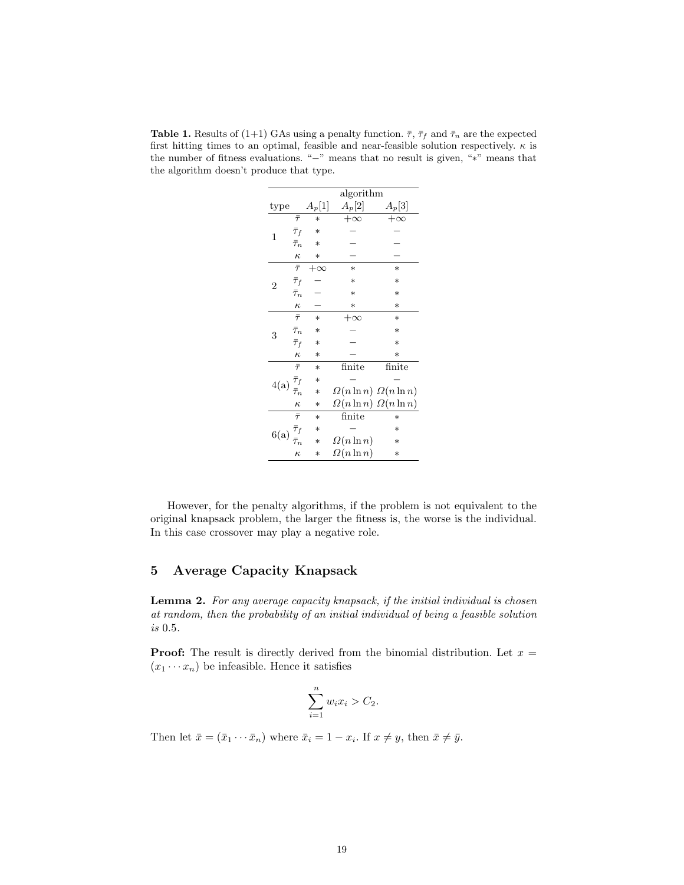**Table 1.** Results of (1+1) GAs using a penalty function. $\bar{\tau}$, $\bar{\tau}_f$ and $\bar{\tau}_n$ are the expected first hitting times to an optimal, feasible and near-feasible solution respectively. $\kappa$ is the number of fitness evaluations. "−" means that no result is given, "∗" means that the algorithm doesn't produce that type.

| type | | algorithm $A_p[1]$ | $A_p[2]$ | $A_p[3]$ |
|---|---|---|---|---|
| 1 | $\bar{\tau}$ | ∗ | $+\infty$ | $+\infty$ |
| | $\bar{\tau}_f$ | ∗ | − | − |
| | $\bar{\tau}_n$ | ∗ | − | − |
| | $\kappa$ | ∗ | − | − |
| 2 | $\bar{\tau}$ | $+\infty$ | ∗ | ∗ |
| | $\bar{\tau}_f$ | − | ∗ | ∗ |
| | $\bar{\tau}_n$ | − | ∗ | ∗ |
| | $\kappa$ | − | ∗ | ∗ |
| 3 | $\bar{\tau}$ | ∗ | $+\infty$ | ∗ |
| | $\bar{\tau}_n$ | ∗ | − | ∗ |
| | $\bar{\tau}_f$ | ∗ | − | ∗ |
| | $\kappa$ | ∗ | − | ∗ |
| 4(a) | $\bar{\tau}$ | ∗ | finite | finite |
| | $\bar{\tau}_f$ | ∗ | − | − |
| | $\bar{\tau}_n$ | ∗ | $\Omega(n \ln n)$ | $\Omega(n \ln n)$ |
| | $\kappa$ | ∗ | $\Omega(n \ln n)$ | $\Omega(n \ln n)$ |
| 6(a) | $\bar{\tau}$ | ∗ | finite | ∗ |
| | $\bar{\tau}_f$ | ∗ | − | ∗ |
| | $\bar{\tau}_n$ | ∗ | $\Omega(n \ln n)$ | ∗ |
| | $\kappa$ | ∗ | $\Omega(n \ln n)$ | ∗ |

However, for the penalty algorithms, if the problem is not equivalent to the original knapsack problem, the larger the fitness is, the worse is the individual. In this case crossover may play a negative role.

## 5 Average Capacity Knapsack

**Lemma 2.** *For any average capacity knapsack, if the initial individual is chosen at random, then the probability of an initial individual of being a feasible solution is* 0.5.

**Proof:** The result is directly derived from the binomial distribution. Let $x = (x_1 \cdots x_n)$ be infeasible. Hence it satisfies

$$\sum_{i=1}^{n} w_i x_i > C_2.$$

Then let $\bar{x} = (\bar{x}_1 \cdots \bar{x}_n)$ where $\bar{x}_i = 1 - x_i$. If $x \neq y$, then $\bar{x} \neq \bar{y}$.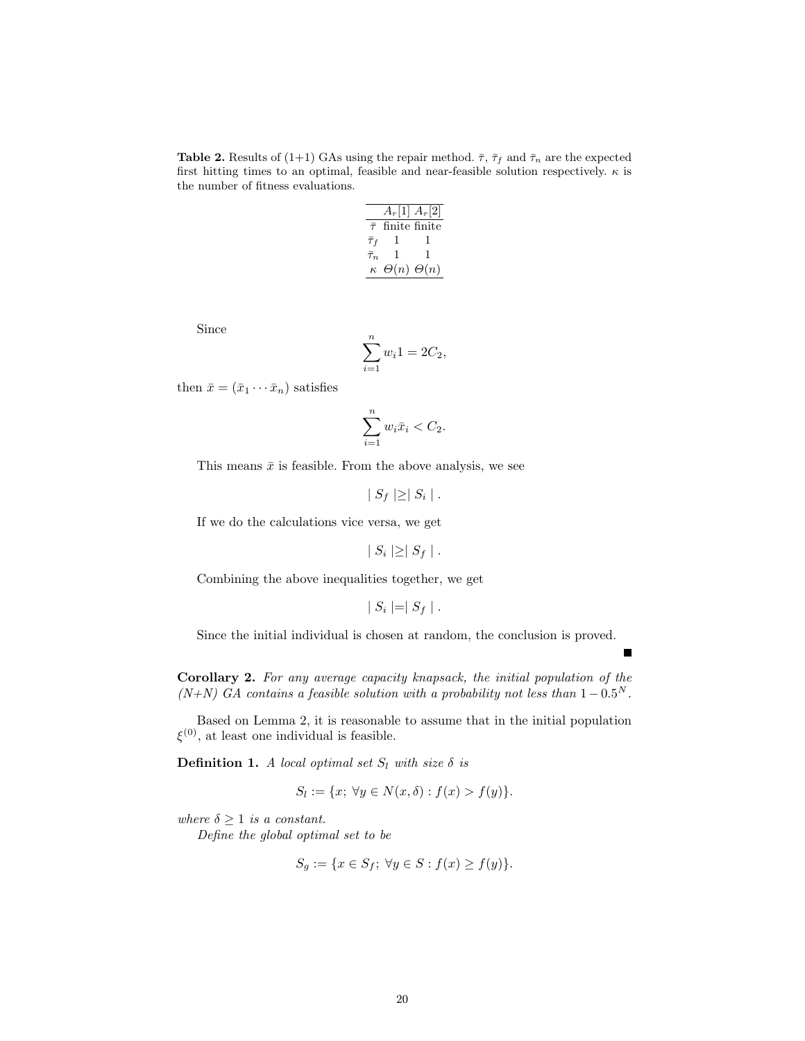**Table 2.** Results of (1+1) GAs using the repair method. $\bar{\tau}$, $\bar{\tau}_f$ and $\bar{\tau}_n$ are the expected first hitting times to an optimal, feasible and near-feasible solution respectively. $\kappa$ is the number of fitness evaluations.

| | $A_r[1]$ | $A_r[2]$ |
|---|---|---|
| $\bar{\tau}$ | finite | finite |
| $\bar{\tau}_f$ | 1 | 1 |
| $\bar{\tau}_n$ | 1 | 1 |
| $\kappa$ | $\Theta(n)$ | $\Theta(n)$ |

Since

$$\sum_{i=1}^{n} w_i 1 = 2C_2,$$

then $\bar{x} = (\bar{x}_1 \cdots \bar{x}_n)$ satisfies

$$\sum_{i=1}^{n} w_i \bar{x}_i < C_2.$$

This means $\bar{x}$ is feasible. From the above analysis, we see

$$| S_f | \geq | S_i | .$$

If we do the calculations vice versa, we get

$$| S_i | \geq | S_f | .$$

Combining the above inequalities together, we get

$$| S_i | = | S_f | .$$

Since the initial individual is chosen at random, the conclusion is proved. ■

**Corollary 2.** *For any average capacity knapsack, the initial population of the (N+N) GA contains a feasible solution with a probability not less than $1 - 0.5^N$.*

Based on Lemma 2, it is reasonable to assume that in the initial population $\xi^{(0)}$, at least one individual is feasible.

**Definition 1.** *A local optimal set $S_l$ with size $\delta$ is*

$$S_l := \{x;\ \forall y \in N(x, \delta) : f(x) > f(y)\}.$$

*where $\delta \geq 1$ is a constant.*

*Define the global optimal set to be*

$$S_g := \{x \in S_f;\ \forall y \in S : f(x) \geq f(y)\}.$$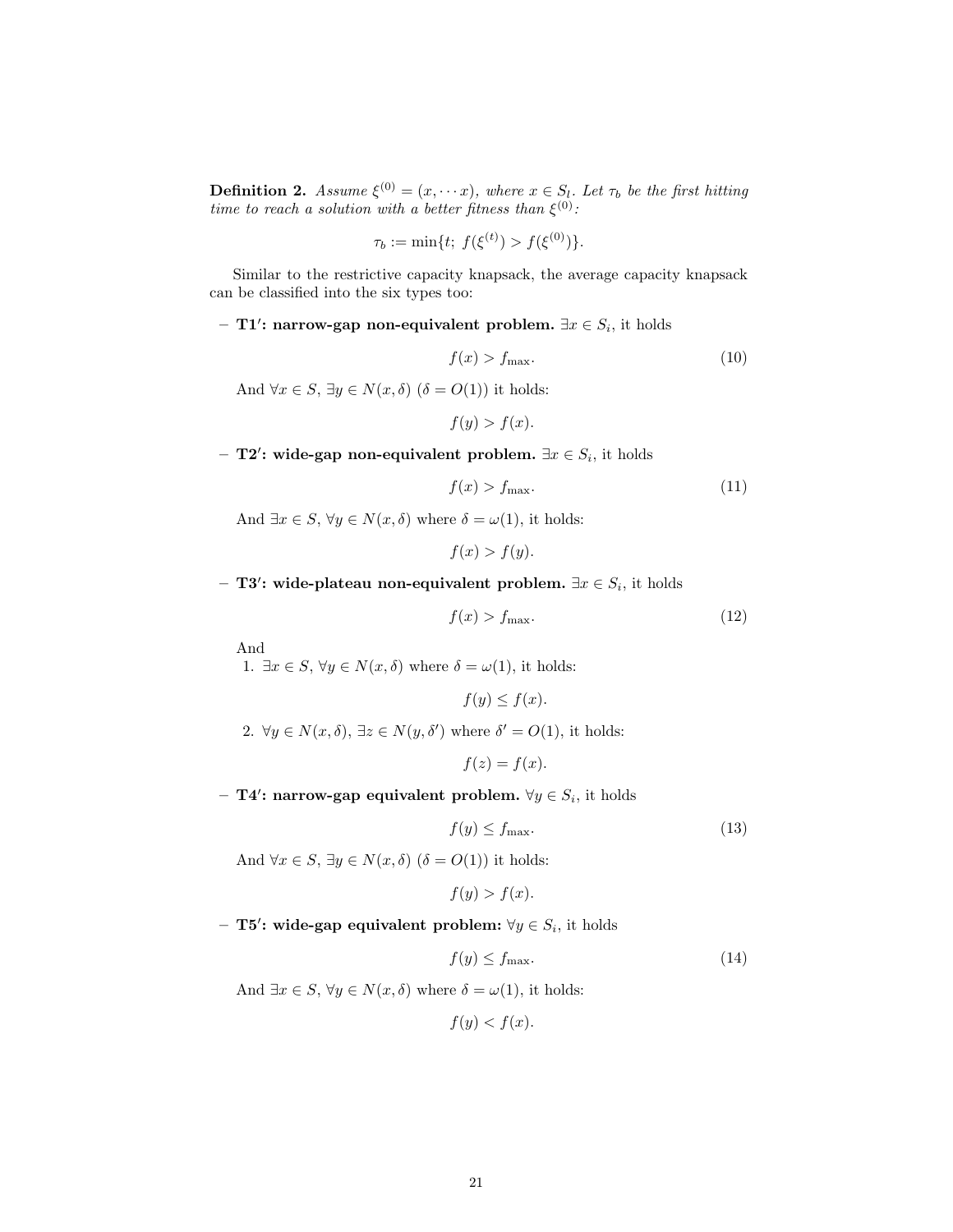**Definition 2.** *Assume $\xi^{(0)} = (x, \cdots x)$, where $x \in S_l$. Let $\tau_b$ be the first hitting time to reach a solution with a better fitness than $\xi^{(0)}$:*

$$\tau_b := \min\{t;\ f(\xi^{(t)}) > f(\xi^{(0)})\}.$$

Similar to the restrictive capacity knapsack, the average capacity knapsack can be classified into the six types too:

- **T1′: narrow-gap non-equivalent problem.** $\exists x \in S_i$, it holds

$$f(x) > f_{\max}. \tag{10}$$

  And $\forall x \in S$, $\exists y \in N(x, \delta)$ ($\delta = O(1)$) it holds:

$$f(y) > f(x).$$

- **T2′: wide-gap non-equivalent problem.** $\exists x \in S_i$, it holds

$$f(x) > f_{\max}. \tag{11}$$

  And $\exists x \in S$, $\forall y \in N(x, \delta)$ where $\delta = \omega(1)$, it holds:

$$f(x) > f(y).$$

- **T3′: wide-plateau non-equivalent problem.** $\exists x \in S_i$, it holds

$$f(x) > f_{\max}. \tag{12}$$

  And
  1. $\exists x \in S$, $\forall y \in N(x, \delta)$ where $\delta = \omega(1)$, it holds:

$$f(y) \leq f(x).$$

  2. $\forall y \in N(x, \delta)$, $\exists z \in N(y, \delta')$ where $\delta' = O(1)$, it holds:

$$f(z) = f(x).$$

- **T4′: narrow-gap equivalent problem.** $\forall y \in S_i$, it holds

$$f(y) \leq f_{\max}. \tag{13}$$

  And $\forall x \in S$, $\exists y \in N(x, \delta)$ ($\delta = O(1)$) it holds:

$$f(y) > f(x).$$

- **T5′: wide-gap equivalent problem:** $\forall y \in S_i$, it holds

$$f(y) \leq f_{\max}. \tag{14}$$

  And $\exists x \in S$, $\forall y \in N(x, \delta)$ where $\delta = \omega(1)$, it holds:

$$f(y) < f(x).$$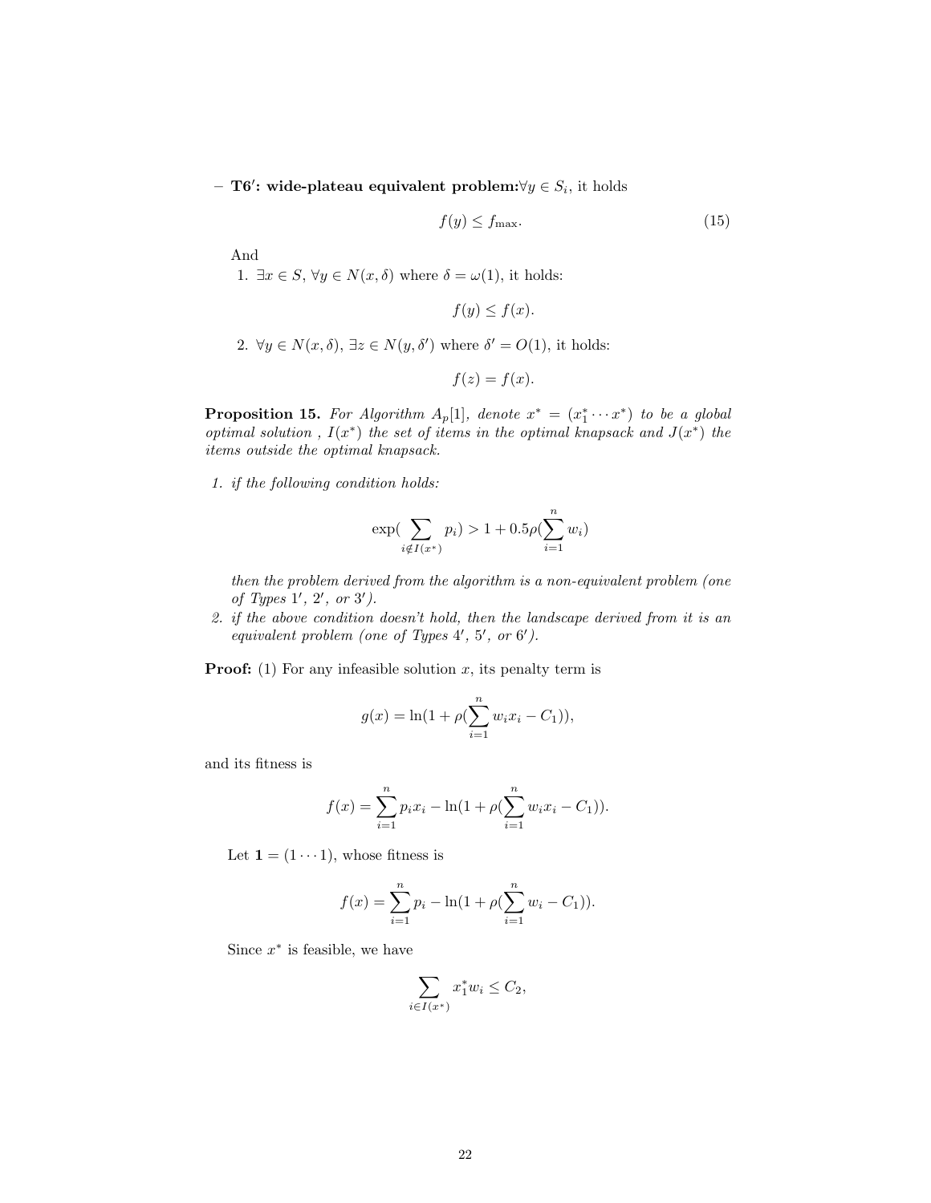– **T6′: wide-plateau equivalent problem:** $\forall y \in S_i$, it holds

$$f(y) \le f_{\max}. \tag{15}$$

And

1. $\exists x \in S$, $\forall y \in N(x, \delta)$ where $\delta = \omega(1)$, it holds:

$$f(y) \le f(x).$$

2. $\forall y \in N(x, \delta)$, $\exists z \in N(y, \delta')$ where $\delta' = O(1)$, it holds:

$$f(z) = f(x).$$

**Proposition 15.** *For Algorithm $A_p[1]$, denote $x^* = (x_1^* \cdots x^*)$ to be a global optimal solution , $I(x^*)$ the set of items in the optimal knapsack and $J(x^*)$ the items outside the optimal knapsack.*

1. *if the following condition holds:*

$$\exp(\sum_{i \notin I(x^*)} p_i) > 1 + 0.5\rho(\sum_{i=1}^{n} w_i)$$

*then the problem derived from the algorithm is a non-equivalent problem (one of Types 1′, 2′, or 3′).*

2. *if the above condition doesn't hold, then the landscape derived from it is an equivalent problem (one of Types 4′, 5′, or 6′).*

**Proof:** (1) For any infeasible solution $x$, its penalty term is

$$g(x) = \ln(1 + \rho(\sum_{i=1}^{n} w_i x_i - C_1)),$$

and its fitness is

$$f(x) = \sum_{i=1}^{n} p_i x_i - \ln(1 + \rho(\sum_{i=1}^{n} w_i x_i - C_1)).$$

Let $\mathbf{1} = (1 \cdots 1)$, whose fitness is

$$f(x) = \sum_{i=1}^{n} p_i - \ln(1 + \rho(\sum_{i=1}^{n} w_i - C_1)).$$

Since $x^*$ is feasible, we have

$$\sum_{i \in I(x^*)} x_1^* w_i \le C_2,$$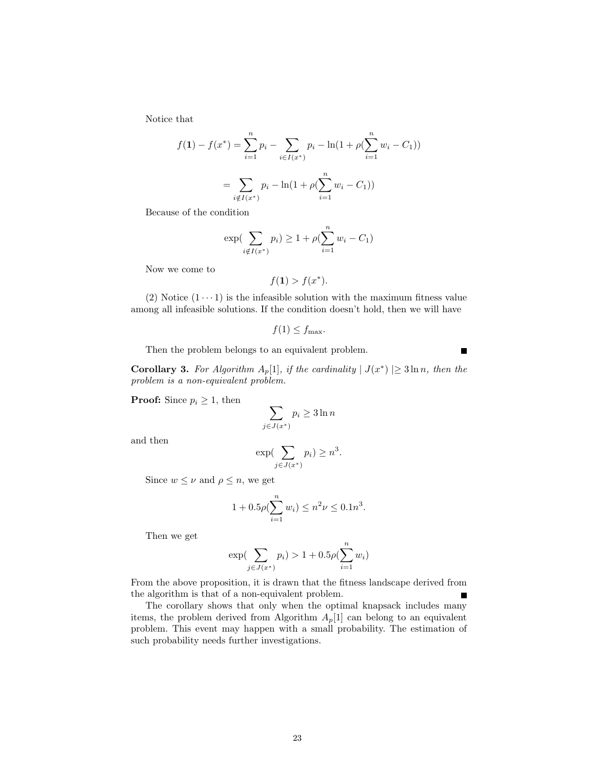Notice that

$$f(\mathbf{1}) - f(x^*) = \sum_{i=1}^{n} p_i - \sum_{i \in I(x^*)} p_i - \ln(1 + \rho(\sum_{i=1}^{n} w_i - C_1))$$

$$= \sum_{i \notin I(x^*)} p_i - \ln(1 + \rho(\sum_{i=1}^{n} w_i - C_1))$$

Because of the condition

$$\exp(\sum_{i \notin I(x^*)} p_i) \geq 1 + \rho(\sum_{i=1}^{n} w_i - C_1)$$

Now we come to

$$f(\mathbf{1}) > f(x^*).$$

(2) Notice $(1 \cdots 1)$ is the infeasible solution with the maximum fitness value among all infeasible solutions. If the condition doesn't hold, then we will have

$$f(1) \leq f_{\max}.$$

Then the problem belongs to an equivalent problem. ■

**Corollary 3.** *For Algorithm $A_p[1]$, if the cardinality $\mid J(x^*) \mid \geq 3 \ln n$, then the problem is a non-equivalent problem.*

**Proof:** Since $p_i \geq 1$, then

$$\sum_{j \in J(x^*)} p_i \geq 3 \ln n$$

and then

$$\exp(\sum_{j \in J(x^*)} p_i) \geq n^3.$$

Since $w \leq \nu$ and $\rho \leq n$, we get

$$1 + 0.5\rho(\sum_{i=1}^{n} w_i) \leq n^2 \nu \leq 0.1 n^3.$$

Then we get

$$\exp(\sum_{j \in J(x^*)} p_i) > 1 + 0.5\rho(\sum_{i=1}^{n} w_i)$$

From the above proposition, it is drawn that the fitness landscape derived from the algorithm is that of a non-equivalent problem. ■

The corollary shows that only when the optimal knapsack includes many items, the problem derived from Algorithm $A_p[1]$ can belong to an equivalent problem. This event may happen with a small probability. The estimation of such probability needs further investigations.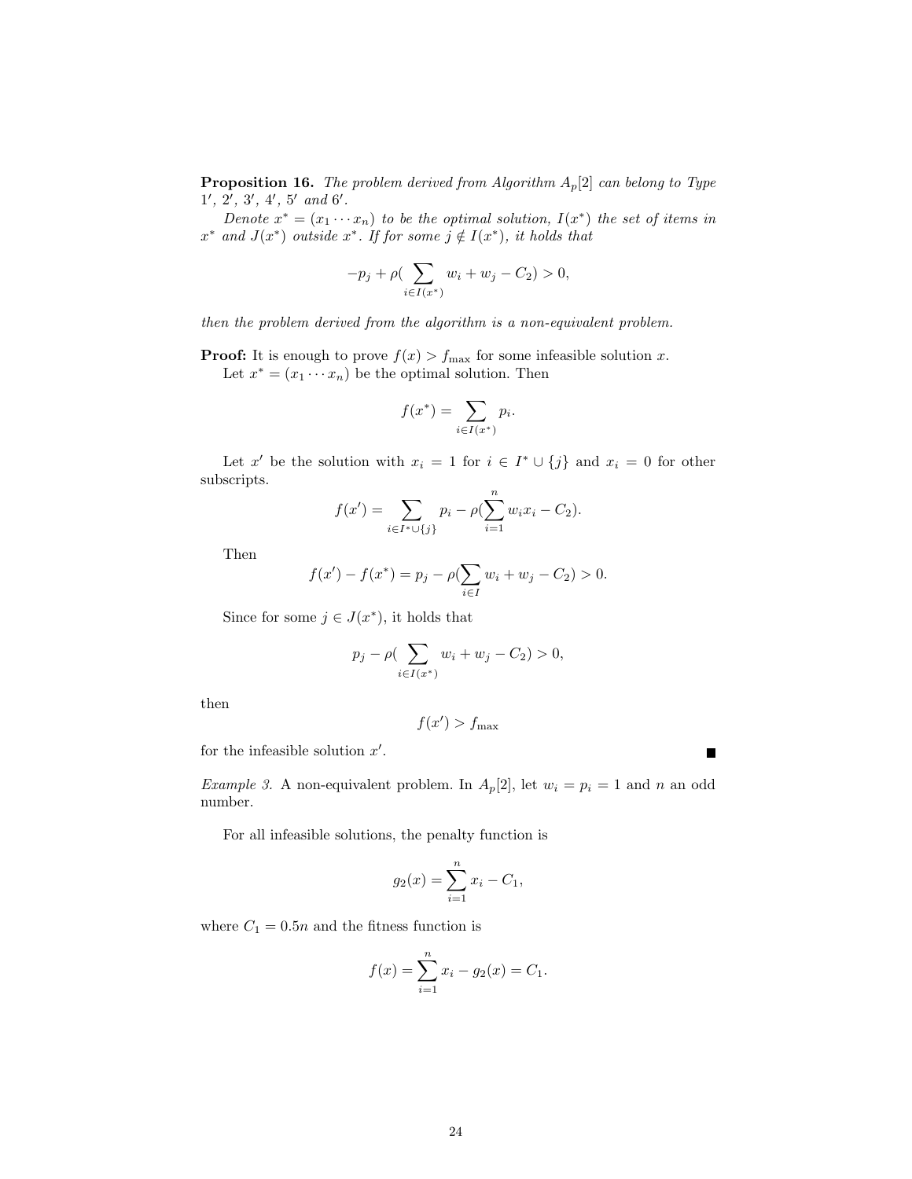**Proposition 16.** *The problem derived from Algorithm $A_p[2]$ can belong to Type $1'$, $2'$, $3'$, $4'$, $5'$ and $6'$.*

*Denote $x^* = (x_1 \cdots x_n)$ to be the optimal solution, $I(x^*)$ the set of items in $x^*$ and $J(x^*)$ outside $x^*$. If for some $j \notin I(x^*)$, it holds that*

$$-p_j + \rho(\sum_{i \in I(x^*)} w_i + w_j - C_2) > 0,$$

*then the problem derived from the algorithm is a non-equivalent problem.*

**Proof:** It is enough to prove $f(x) > f_{\max}$ for some infeasible solution $x$.

Let $x^* = (x_1 \cdots x_n)$ be the optimal solution. Then

$$f(x^*) = \sum_{i \in I(x^*)} p_i.$$

Let $x'$ be the solution with $x_i = 1$ for $i \in I^* \cup \{j\}$ and $x_i = 0$ for other subscripts.

$$f(x') = \sum_{i \in I^* \cup \{j\}} p_i - \rho(\sum_{i=1}^{n} w_i x_i - C_2).$$

Then

$$f(x') - f(x^*) = p_j - \rho(\sum_{i \in I} w_i + w_j - C_2) > 0.$$

Since for some $j \in J(x^*)$, it holds that

$$p_j - \rho(\sum_{i \in I(x^*)} w_i + w_j - C_2) > 0,$$

then

$$f(x') > f_{\max}$$

for the infeasible solution $x'$. ∎

*Example 3.* A non-equivalent problem. In $A_p[2]$, let $w_i = p_i = 1$ and $n$ an odd number.

For all infeasible solutions, the penalty function is

$$g_2(x) = \sum_{i=1}^{n} x_i - C_1,$$

where $C_1 = 0.5n$ and the fitness function is

$$f(x) = \sum_{i=1}^{n} x_i - g_2(x) = C_1.$$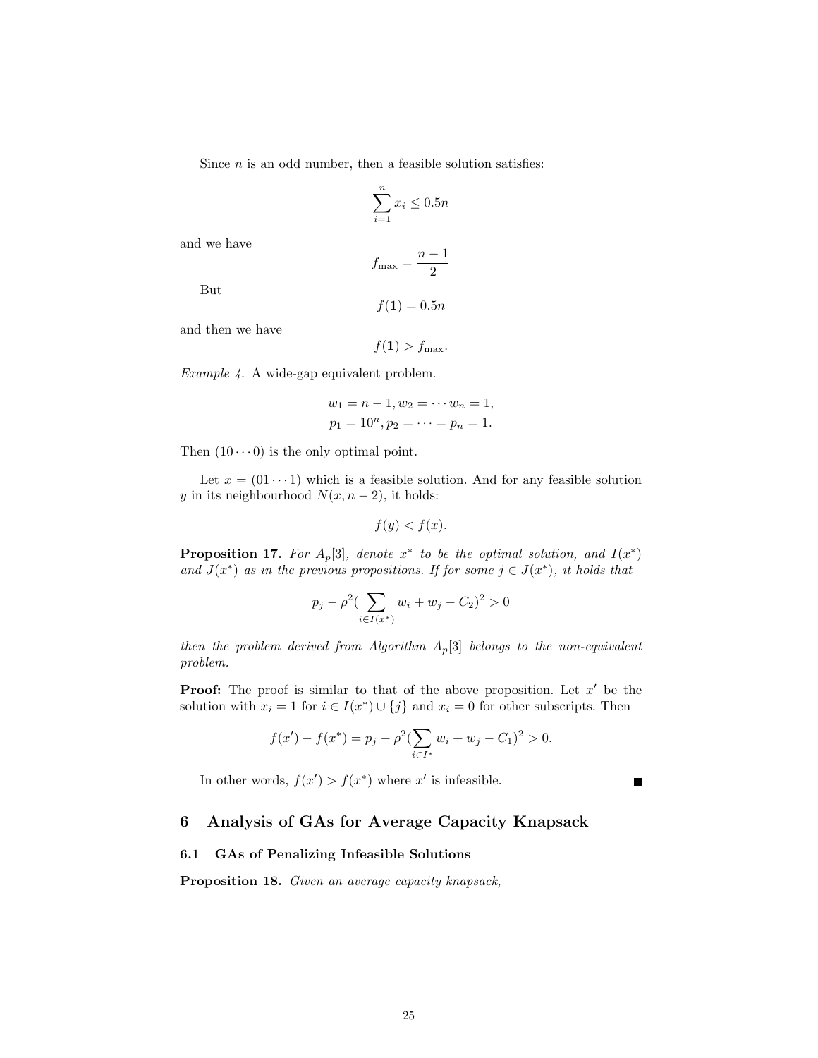Since $n$ is an odd number, then a feasible solution satisfies:

$$\sum_{i=1}^{n} x_i \leq 0.5n$$

and we have

$$f_{\max} = \frac{n-1}{2}$$

But

$$f(\mathbf{1}) = 0.5n$$

and then we have

$$f(\mathbf{1}) > f_{\max}.$$

*Example 4.* A wide-gap equivalent problem.

$$w_1 = n-1, w_2 = \cdots w_n = 1,$$
$$p_1 = 10^n, p_2 = \cdots = p_n = 1.$$

Then $(10\cdots 0)$ is the only optimal point.

Let $x = (01\cdots 1)$ which is a feasible solution. And for any feasible solution $y$ in its neighbourhood $N(x, n-2)$, it holds:

$$f(y) < f(x).$$

**Proposition 17.** *For $A_p[3]$, denote $x^*$ to be the optimal solution, and $I(x^*)$ and $J(x^*)$ as in the previous propositions. If for some $j \in J(x^*)$, it holds that*

$$p_j - \rho^2 \left(\sum_{i \in I(x^*)} w_i + w_j - C_2\right)^2 > 0$$

*then the problem derived from Algorithm $A_p[3]$ belongs to the non-equivalent problem.*

**Proof:** The proof is similar to that of the above proposition. Let $x'$ be the solution with $x_i = 1$ for $i \in I(x^*) \cup \{j\}$ and $x_i = 0$ for other subscripts. Then

$$f(x') - f(x^*) = p_j - \rho^2 \left(\sum_{i \in I^*} w_i + w_j - C_1\right)^2 > 0.$$

In other words, $f(x') > f(x^*)$ where $x'$ is infeasible. ■

## 6 Analysis of GAs for Average Capacity Knapsack

### 6.1 GAs of Penalizing Infeasible Solutions

**Proposition 18.** *Given an average capacity knapsack,*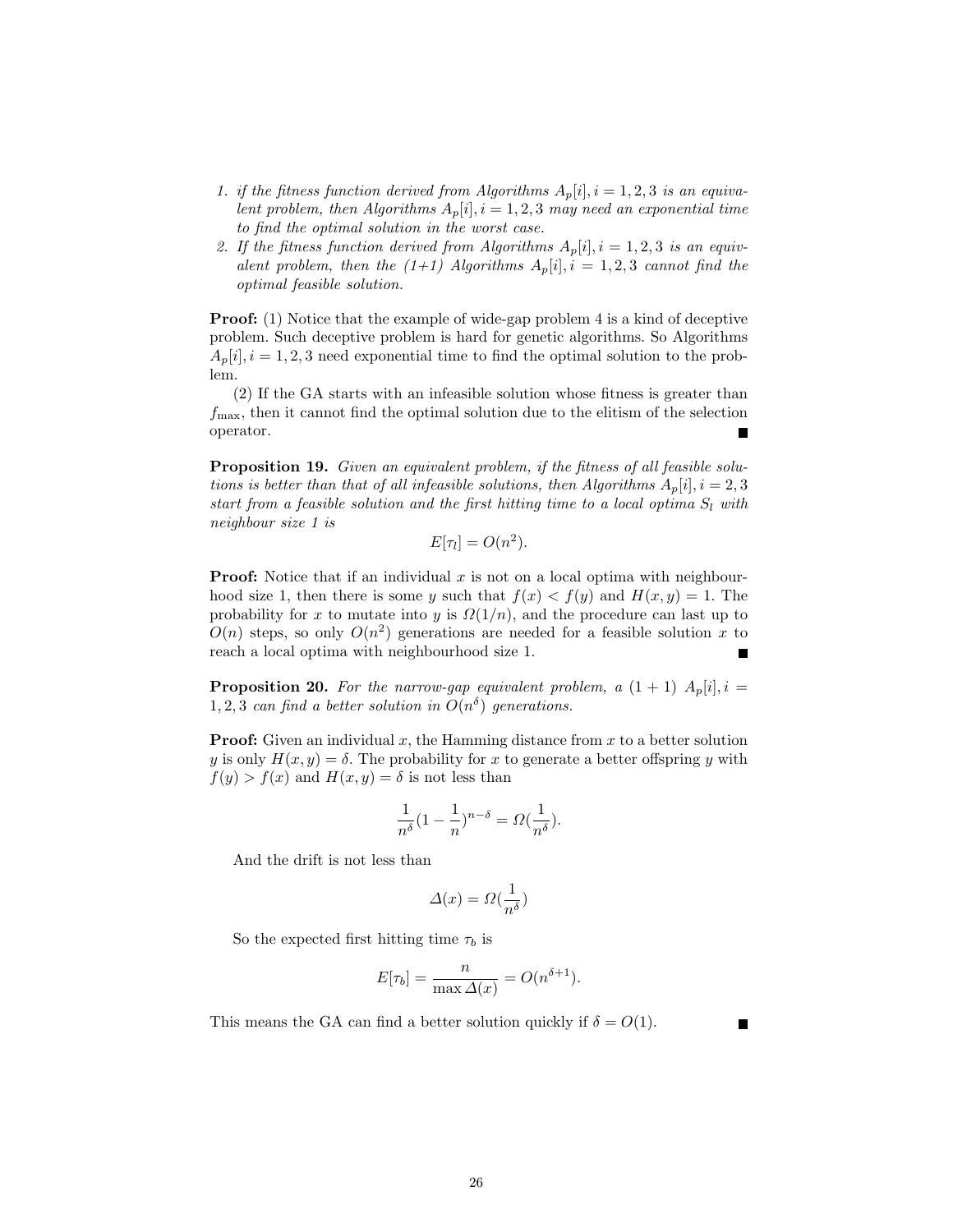1. *if the fitness function derived from Algorithms $A_p[i], i = 1, 2, 3$ is an equivalent problem, then Algorithms $A_p[i], i = 1, 2, 3$ may need an exponential time to find the optimal solution in the worst case.*
2. *If the fitness function derived from Algorithms $A_p[i], i = 1, 2, 3$ is an equivalent problem, then the (1+1) Algorithms $A_p[i], i = 1, 2, 3$ cannot find the optimal feasible solution.*

**Proof:** (1) Notice that the example of wide-gap problem 4 is a kind of deceptive problem. Such deceptive problem is hard for genetic algorithms. So Algorithms $A_p[i], i = 1, 2, 3$ need exponential time to find the optimal solution to the problem.

(2) If the GA starts with an infeasible solution whose fitness is greater than $f_{\max}$, then it cannot find the optimal solution due to the elitism of the selection operator. ∎

**Proposition 19.** *Given an equivalent problem, if the fitness of all feasible solutions is better than that of all infeasible solutions, then Algorithms $A_p[i], i = 2, 3$ start from a feasible solution and the first hitting time to a local optima $S_l$ with neighbour size 1 is*

$$E[\tau_l] = O(n^2).$$

**Proof:** Notice that if an individual $x$ is not on a local optima with neighbourhood size 1, then there is some $y$ such that $f(x) < f(y)$ and $H(x, y) = 1$. The probability for $x$ to mutate into $y$ is $\Omega(1/n)$, and the procedure can last up to $O(n)$ steps, so only $O(n^2)$ generations are needed for a feasible solution $x$ to reach a local optima with neighbourhood size 1. ∎

**Proposition 20.** *For the narrow-gap equivalent problem, a $(1 + 1)$ $A_p[i], i = 1, 2, 3$ can find a better solution in $O(n^\delta)$ generations.*

**Proof:** Given an individual $x$, the Hamming distance from $x$ to a better solution $y$ is only $H(x, y) = \delta$. The probability for $x$ to generate a better offspring $y$ with $f(y) > f(x)$ and $H(x, y) = \delta$ is not less than

$$\frac{1}{n^\delta}(1 - \frac{1}{n})^{n-\delta} = \Omega(\frac{1}{n^\delta}).$$

And the drift is not less than

$$\Delta(x) = \Omega(\frac{1}{n^\delta})$$

So the expected first hitting time $\tau_b$ is

$$E[\tau_b] = \frac{n}{\max \Delta(x)} = O(n^{\delta+1}).$$

This means the GA can find a better solution quickly if $\delta = O(1)$. ∎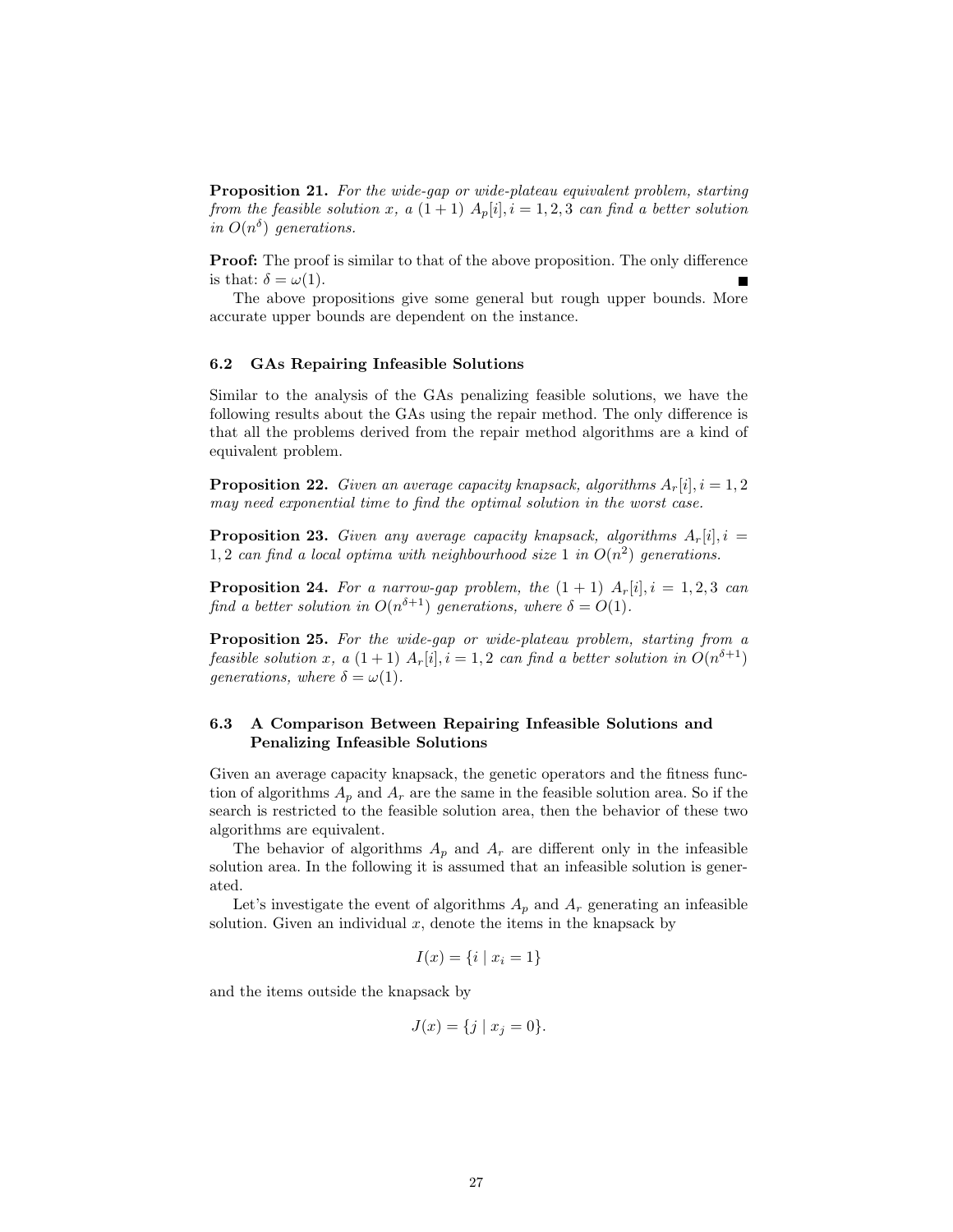**Proposition 21.** *For the wide-gap or wide-plateau equivalent problem, starting from the feasible solution $x$, a $(1+1)$ $A_p[i], i = 1, 2, 3$ can find a better solution in $O(n^\delta)$ generations.*

**Proof:** The proof is similar to that of the above proposition. The only difference is that: $\delta = \omega(1)$. ∎

The above propositions give some general but rough upper bounds. More accurate upper bounds are dependent on the instance.

### 6.2 GAs Repairing Infeasible Solutions

Similar to the analysis of the GAs penalizing feasible solutions, we have the following results about the GAs using the repair method. The only difference is that all the problems derived from the repair method algorithms are a kind of equivalent problem.

**Proposition 22.** *Given an average capacity knapsack, algorithms $A_r[i], i = 1, 2$ may need exponential time to find the optimal solution in the worst case.*

**Proposition 23.** *Given any average capacity knapsack, algorithms $A_r[i], i = 1, 2$ can find a local optima with neighbourhood size 1 in $O(n^2)$ generations.*

**Proposition 24.** *For a narrow-gap problem, the $(1+1)$ $A_r[i], i = 1, 2, 3$ can find a better solution in $O(n^{\delta+1})$ generations, where $\delta = O(1)$.*

**Proposition 25.** *For the wide-gap or wide-plateau problem, starting from a feasible solution $x$, a $(1+1)$ $A_r[i], i = 1, 2$ can find a better solution in $O(n^{\delta+1})$ generations, where $\delta = \omega(1)$.*

### 6.3 A Comparison Between Repairing Infeasible Solutions and Penalizing Infeasible Solutions

Given an average capacity knapsack, the genetic operators and the fitness function of algorithms $A_p$ and $A_r$ are the same in the feasible solution area. So if the search is restricted to the feasible solution area, then the behavior of these two algorithms are equivalent.

The behavior of algorithms $A_p$ and $A_r$ are different only in the infeasible solution area. In the following it is assumed that an infeasible solution is generated.

Let's investigate the event of algorithms $A_p$ and $A_r$ generating an infeasible solution. Given an individual $x$, denote the items in the knapsack by

$$I(x) = \{i \mid x_i = 1\}$$

and the items outside the knapsack by

$$J(x) = \{j \mid x_j = 0\}.$$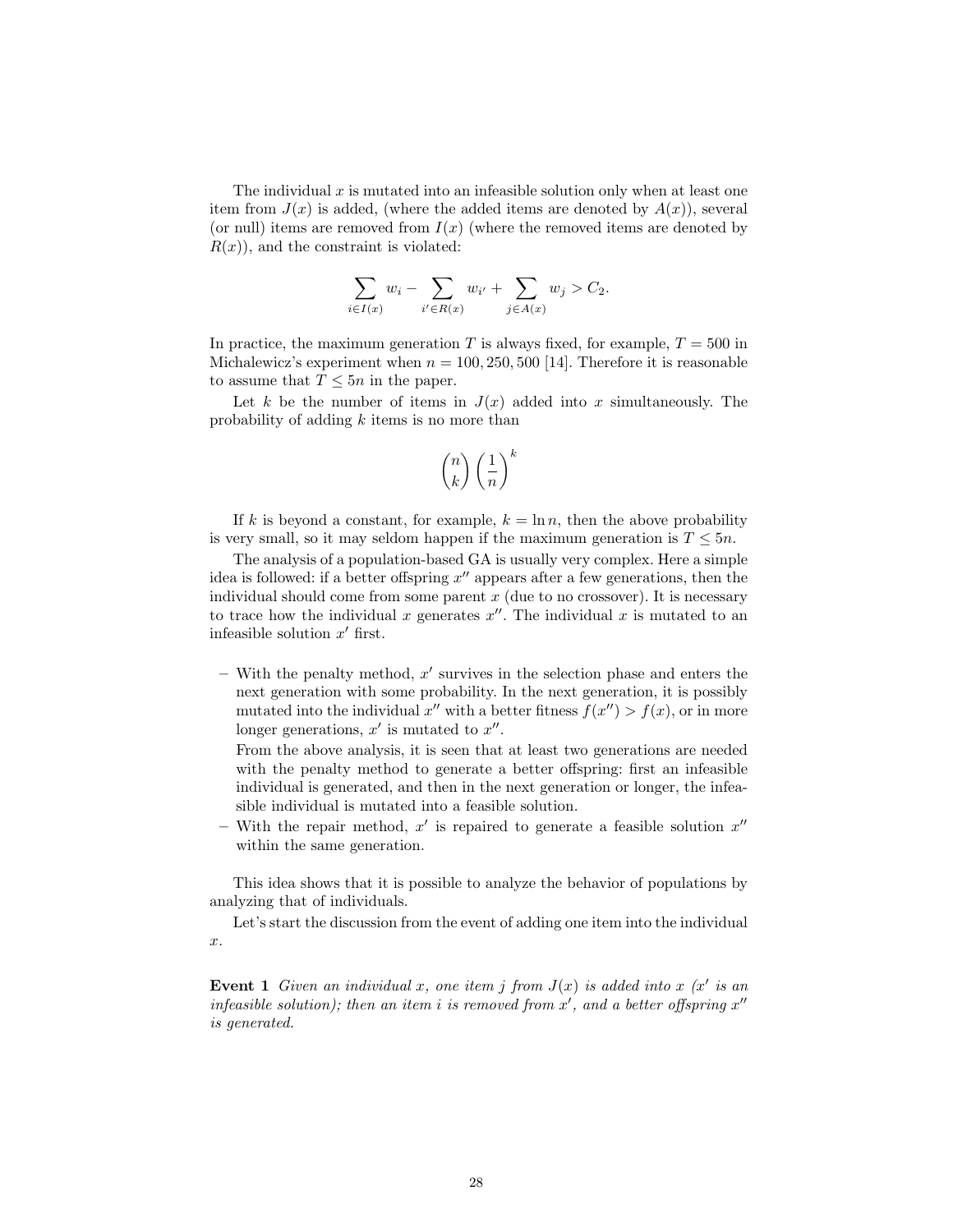The individual $x$ is mutated into an infeasible solution only when at least one item from $J(x)$ is added, (where the added items are denoted by $A(x)$), several (or null) items are removed from $I(x)$ (where the removed items are denoted by $R(x)$), and the constraint is violated:

$$\sum_{i \in I(x)} w_i - \sum_{i' \in R(x)} w_{i'} + \sum_{j \in A(x)} w_j > C_2.$$

In practice, the maximum generation $T$ is always fixed, for example, $T = 500$ in Michalewicz's experiment when $n = 100, 250, 500$ [14]. Therefore it is reasonable to assume that $T \leq 5n$ in the paper.

Let $k$ be the number of items in $J(x)$ added into $x$ simultaneously. The probability of adding $k$ items is no more than

$$\binom{n}{k} \left(\frac{1}{n}\right)^k$$

If $k$ is beyond a constant, for example, $k = \ln n$, then the above probability is very small, so it may seldom happen if the maximum generation is $T \leq 5n$.

The analysis of a population-based GA is usually very complex. Here a simple idea is followed: if a better offspring $x''$ appears after a few generations, then the individual should come from some parent $x$ (due to no crossover). It is necessary to trace how the individual $x$ generates $x''$. The individual $x$ is mutated to an infeasible solution $x'$ first.

- With the penalty method, $x'$ survives in the selection phase and enters the next generation with some probability. In the next generation, it is possibly mutated into the individual $x''$ with a better fitness $f(x'') > f(x)$, or in more longer generations, $x'$ is mutated to $x''$.

  From the above analysis, it is seen that at least two generations are needed with the penalty method to generate a better offspring: first an infeasible individual is generated, and then in the next generation or longer, the infeasible individual is mutated into a feasible solution.
- With the repair method, $x'$ is repaired to generate a feasible solution $x''$ within the same generation.

This idea shows that it is possible to analyze the behavior of populations by analyzing that of individuals.

Let's start the discussion from the event of adding one item into the individual $x$.

**Event 1** *Given an individual $x$, one item $j$ from $J(x)$ is added into $x$ ($x'$ is an infeasible solution); then an item $i$ is removed from $x'$, and a better offspring $x''$ is generated.*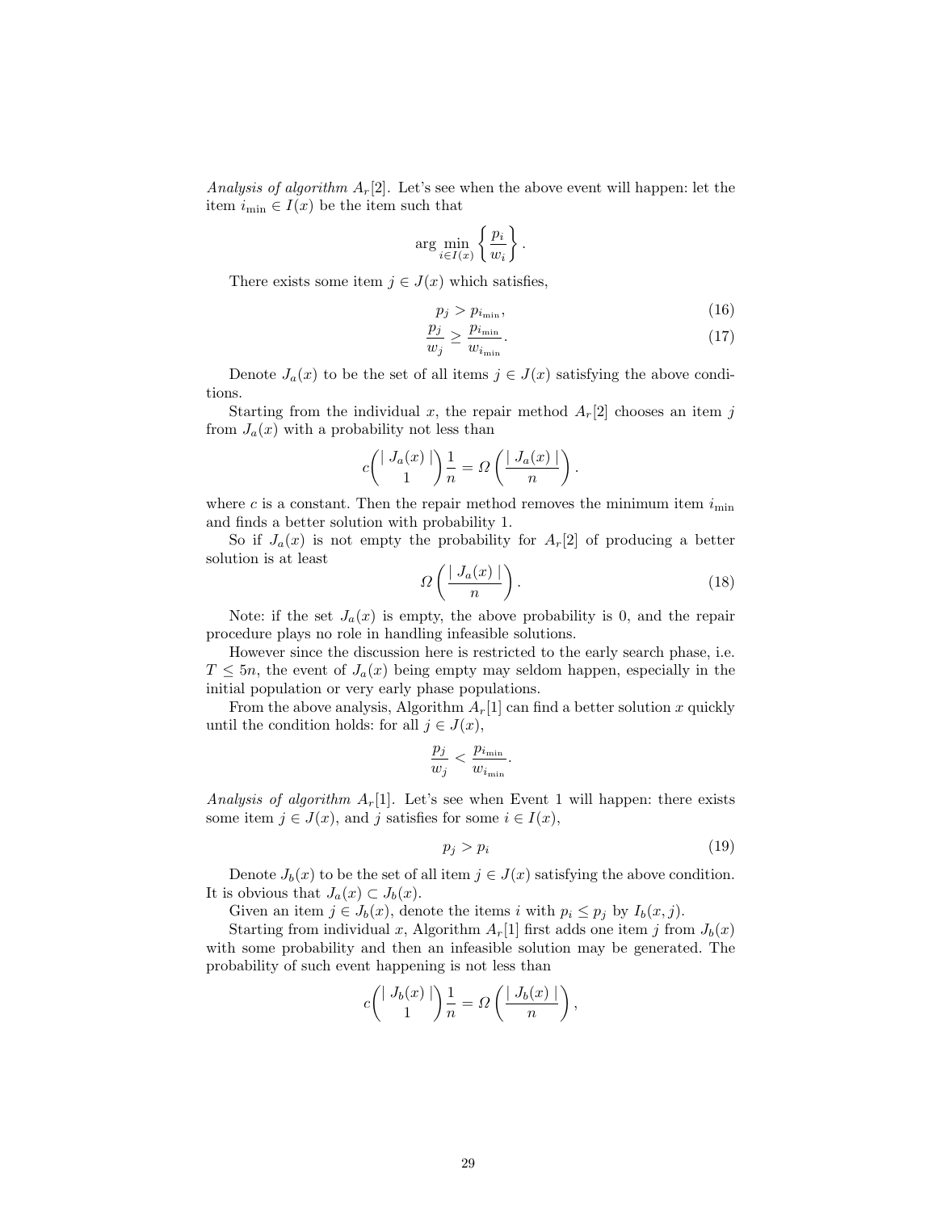*Analysis of algorithm $A_r[2]$.* Let's see when the above event will happen: let the item $i_{\min} \in I(x)$ be the item such that

$$\arg\min_{i \in I(x)} \left\{ \frac{p_i}{w_i} \right\}.$$

There exists some item $j \in J(x)$ which satisfies,

$$p_j > p_{i_{\min}}, \tag{16}$$

$$\frac{p_j}{w_j} \geq \frac{p_{i_{\min}}}{w_{i_{\min}}}. \tag{17}$$

Denote $J_a(x)$ to be the set of all items $j \in J(x)$ satisfying the above conditions.

Starting from the individual $x$, the repair method $A_r[2]$ chooses an item $j$ from $J_a(x)$ with a probability not less than

$$c\binom{\mid J_a(x) \mid}{1}\frac{1}{n} = \Omega\left(\frac{\mid J_a(x) \mid}{n}\right).$$

where $c$ is a constant. Then the repair method removes the minimum item $i_{\min}$ and finds a better solution with probability 1.

So if $J_a(x)$ is not empty the probability for $A_r[2]$ of producing a better solution is at least

$$\Omega\left(\frac{\mid J_a(x) \mid}{n}\right). \tag{18}$$

Note: if the set $J_a(x)$ is empty, the above probability is 0, and the repair procedure plays no role in handling infeasible solutions.

However since the discussion here is restricted to the early search phase, i.e. $T \leq 5n$, the event of $J_a(x)$ being empty may seldom happen, especially in the initial population or very early phase populations.

From the above analysis, Algorithm $A_r[1]$ can find a better solution $x$ quickly until the condition holds: for all $j \in J(x)$,

$$\frac{p_j}{w_j} < \frac{p_{i_{\min}}}{w_{i_{\min}}}.$$

*Analysis of algorithm $A_r[1]$.* Let's see when Event 1 will happen: there exists some item $j \in J(x)$, and $j$ satisfies for some $i \in I(x)$,

$$p_j > p_i \tag{19}$$

Denote $J_b(x)$ to be the set of all item $j \in J(x)$ satisfying the above condition. It is obvious that $J_a(x) \subset J_b(x)$.

Given an item $j \in J_b(x)$, denote the items $i$ with $p_i \leq p_j$ by $I_b(x, j)$.

Starting from individual $x$, Algorithm $A_r[1]$ first adds one item $j$ from $J_b(x)$ with some probability and then an infeasible solution may be generated. The probability of such event happening is not less than

$$c\binom{\mid J_b(x) \mid}{1}\frac{1}{n} = \Omega\left(\frac{\mid J_b(x) \mid}{n}\right),$$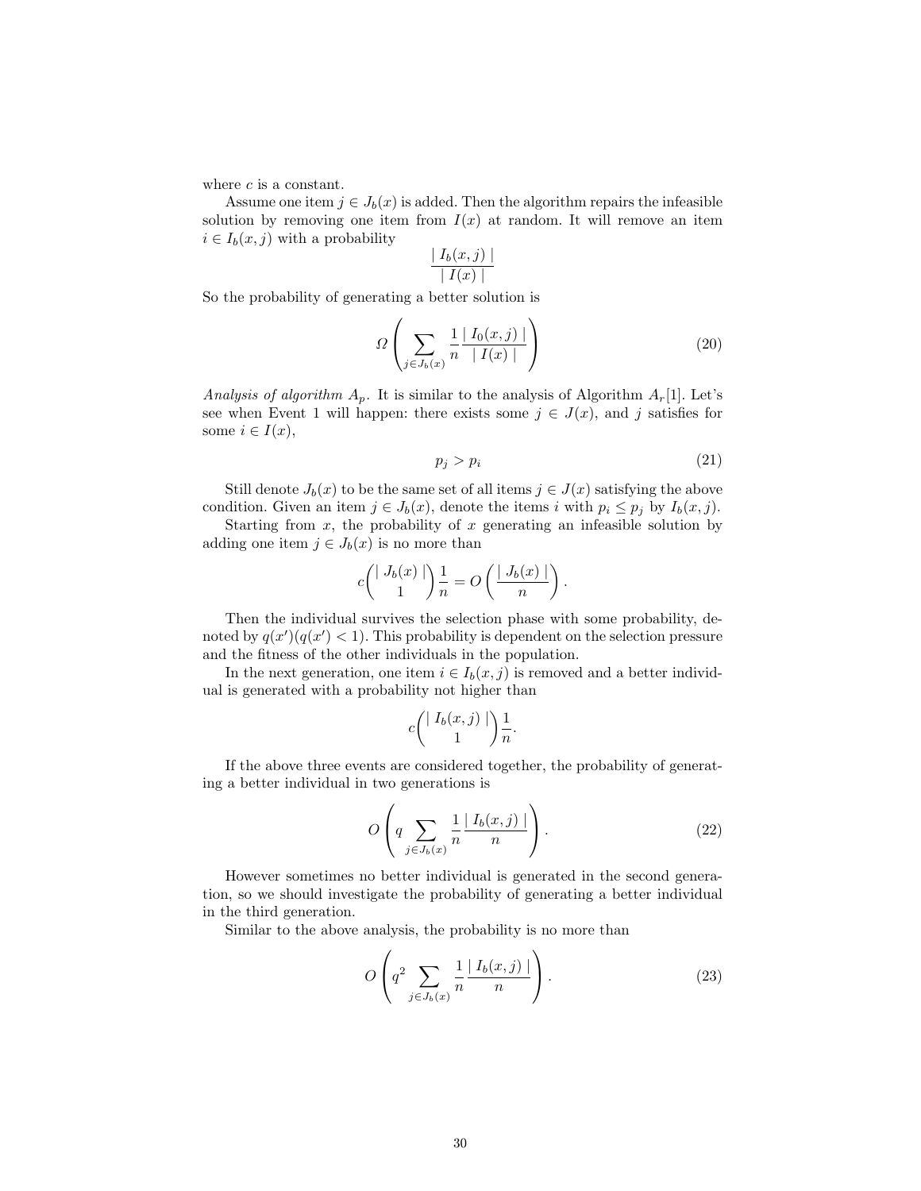where $c$ is a constant.

Assume one item $j \in J_b(x)$ is added. Then the algorithm repairs the infeasible solution by removing one item from $I(x)$ at random. It will remove an item $i \in I_b(x, j)$ with a probability

$$\frac{\mid I_b(x,j) \mid}{\mid I(x) \mid}$$

So the probability of generating a better solution is

$$\Omega\left(\sum_{j \in J_b(x)} \frac{1}{n} \frac{\mid I_0(x,j) \mid}{\mid I(x) \mid}\right) \tag{20}$$

*Analysis of algorithm $A_p$.* It is similar to the analysis of Algorithm $A_r$[1]. Let's see when Event 1 will happen: there exists some $j \in J(x)$, and $j$ satisfies for some $i \in I(x)$,

$$p_j > p_i \tag{21}$$

Still denote $J_b(x)$ to be the same set of all items $j \in J(x)$ satisfying the above condition. Given an item $j \in J_b(x)$, denote the items $i$ with $p_i \le p_j$ by $I_b(x, j)$.

Starting from $x$, the probability of $x$ generating an infeasible solution by adding one item $j \in J_b(x)$ is no more than

$$c\binom{\mid J_b(x) \mid}{1}\frac{1}{n} = O\left(\frac{\mid J_b(x) \mid}{n}\right).$$

Then the individual survives the selection phase with some probability, denoted by $q(x')(q(x') < 1)$. This probability is dependent on the selection pressure and the fitness of the other individuals in the population.

In the next generation, one item $i \in I_b(x, j)$ is removed and a better individual is generated with a probability not higher than

$$c\binom{\mid I_b(x,j) \mid}{1}\frac{1}{n}.$$

If the above three events are considered together, the probability of generating a better individual in two generations is

$$O\left(q \sum_{j \in J_b(x)} \frac{1}{n} \frac{\mid I_b(x,j) \mid}{n}\right). \tag{22}$$

However sometimes no better individual is generated in the second generation, so we should investigate the probability of generating a better individual in the third generation.

Similar to the above analysis, the probability is no more than

$$O\left(q^2 \sum_{j \in J_b(x)} \frac{1}{n} \frac{\mid I_b(x,j) \mid}{n}\right). \tag{23}$$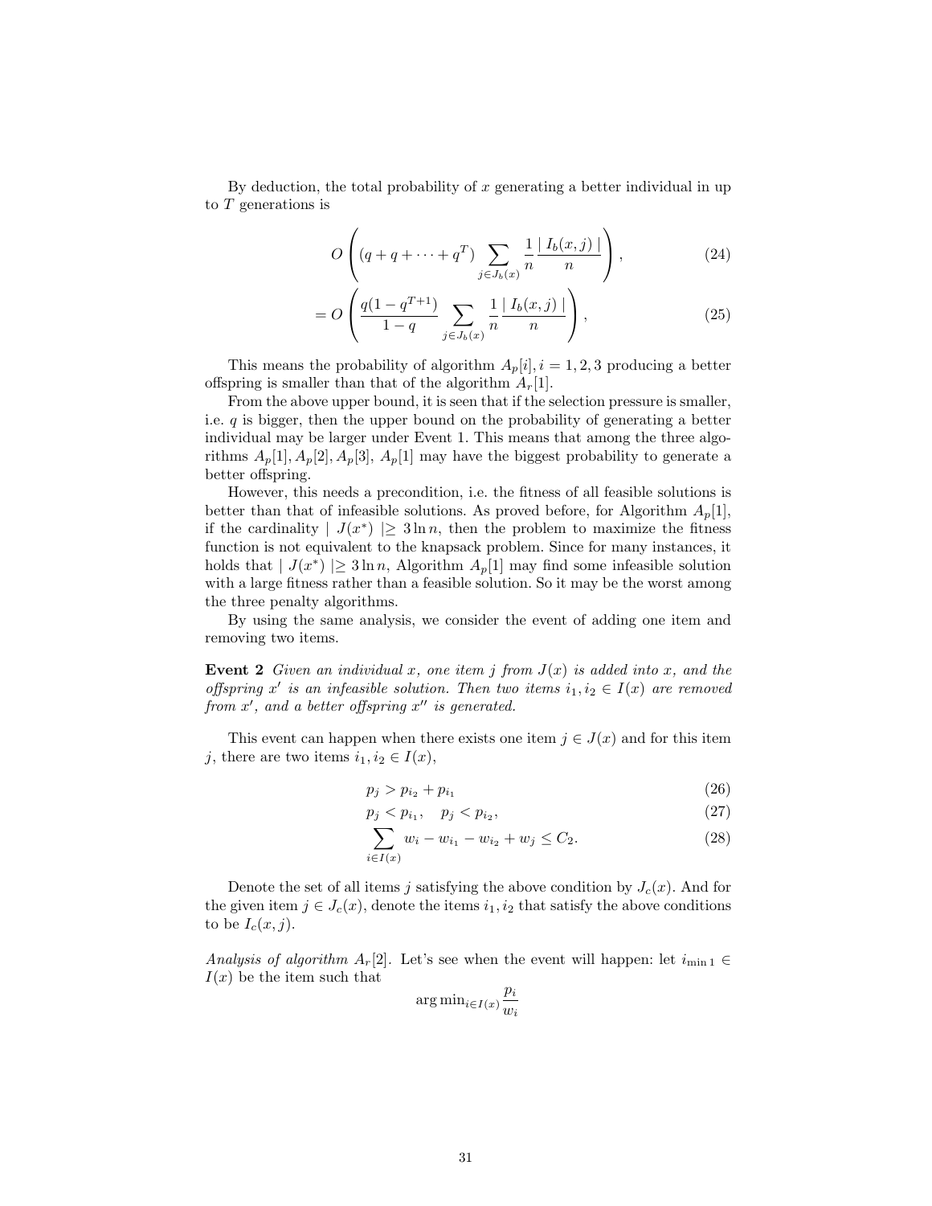By deduction, the total probability of $x$ generating a better individual in up to $T$ generations is

$$O\left((q+q+\cdots+q^T)\sum_{j\in J_b(x)}\frac{1}{n}\frac{\mid I_b(x,j)\mid}{n}\right), \tag{24}$$

$$=O\left(\frac{q(1-q^{T+1})}{1-q}\sum_{j\in J_b(x)}\frac{1}{n}\frac{\mid I_b(x,j)\mid}{n}\right), \tag{25}$$

This means the probability of algorithm $A_p[i], i=1,2,3$ producing a better offspring is smaller than that of the algorithm $A_r[1]$.

From the above upper bound, it is seen that if the selection pressure is smaller, i.e. $q$ is bigger, then the upper bound on the probability of generating a better individual may be larger under Event 1. This means that among the three algorithms $A_p[1], A_p[2], A_p[3]$, $A_p[1]$ may have the biggest probability to generate a better offspring.

However, this needs a precondition, i.e. the fitness of all feasible solutions is better than that of infeasible solutions. As proved before, for Algorithm $A_p[1]$, if the cardinality $\mid J(x^*)\mid \geq 3\ln n$, then the problem to maximize the fitness function is not equivalent to the knapsack problem. Since for many instances, it holds that $\mid J(x^*)\mid \geq 3\ln n$, Algorithm $A_p[1]$ may find some infeasible solution with a large fitness rather than a feasible solution. So it may be the worst among the three penalty algorithms.

By using the same analysis, we consider the event of adding one item and removing two items.

**Event 2** *Given an individual $x$, one item $j$ from $J(x)$ is added into $x$, and the offspring $x'$ is an infeasible solution. Then two items $i_1, i_2 \in I(x)$ are removed from $x'$, and a better offspring $x''$ is generated.*

This event can happen when there exists one item $j \in J(x)$ and for this item $j$, there are two items $i_1, i_2 \in I(x)$,

$$p_j > p_{i_2} + p_{i_1} \tag{26}$$

$$p_j < p_{i_1}, \quad p_j < p_{i_2}, \tag{27}$$

$$\sum_{i\in I(x)} w_i - w_{i_1} - w_{i_2} + w_j \leq C_2. \tag{28}$$

Denote the set of all items $j$ satisfying the above condition by $J_c(x)$. And for the given item $j \in J_c(x)$, denote the items $i_1, i_2$ that satisfy the above conditions to be $I_c(x,j)$.

*Analysis of algorithm $A_r[2]$.* Let's see when the event will happen: let $i_{\min 1} \in I(x)$ be the item such that

$$\arg\min_{i\in I(x)}\frac{p_i}{w_i}$$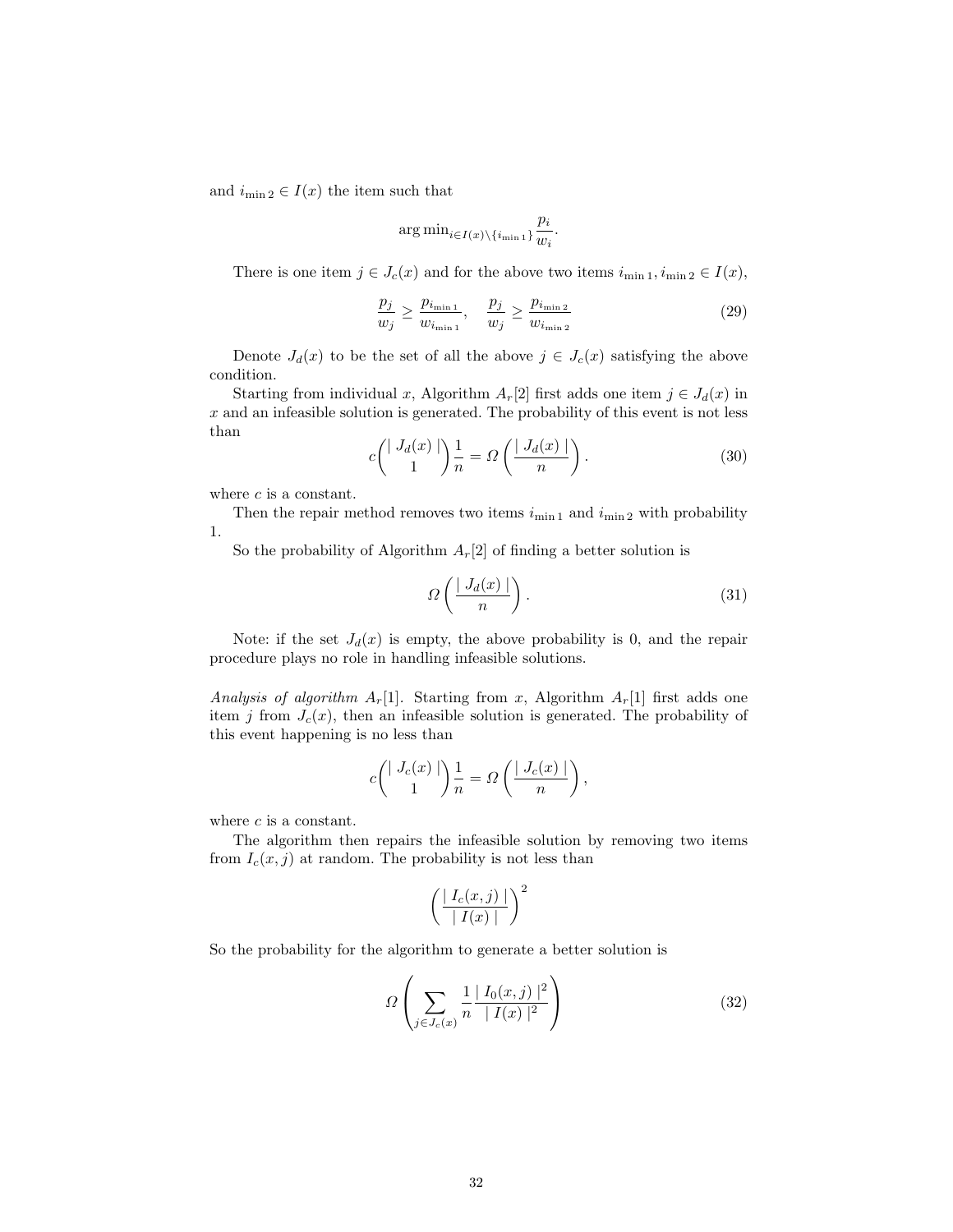and $i_{\min 2} \in I(x)$ the item such that

$$\arg\min_{i \in I(x) \setminus \{i_{\min 1}\}} \frac{p_i}{w_i}.$$

There is one item $j \in J_c(x)$ and for the above two items $i_{\min 1}, i_{\min 2} \in I(x)$,

$$\frac{p_j}{w_j} \geq \frac{p_{i_{\min 1}}}{w_{i_{\min 1}}}, \quad \frac{p_j}{w_j} \geq \frac{p_{i_{\min 2}}}{w_{i_{\min 2}}} \tag{29}$$

Denote $J_d(x)$ to be the set of all the above $j \in J_c(x)$ satisfying the above condition.

Starting from individual $x$, Algorithm $A_r[2]$ first adds one item $j \in J_d(x)$ in $x$ and an infeasible solution is generated. The probability of this event is not less than

$$c \binom{\mid J_d(x) \mid}{1} \frac{1}{n} = \Omega\left(\frac{\mid J_d(x) \mid}{n}\right). \tag{30}$$

where $c$ is a constant.

Then the repair method removes two items $i_{\min 1}$ and $i_{\min 2}$ with probability 1.

So the probability of Algorithm $A_r[2]$ of finding a better solution is

$$\Omega\left(\frac{\mid J_d(x) \mid}{n}\right). \tag{31}$$

Note: if the set $J_d(x)$ is empty, the above probability is 0, and the repair procedure plays no role in handling infeasible solutions.

*Analysis of algorithm $A_r[1]$.* Starting from $x$, Algorithm $A_r[1]$ first adds one item $j$ from $J_c(x)$, then an infeasible solution is generated. The probability of this event happening is no less than

$$c \binom{\mid J_c(x) \mid}{1} \frac{1}{n} = \Omega\left(\frac{\mid J_c(x) \mid}{n}\right),$$

where $c$ is a constant.

The algorithm then repairs the infeasible solution by removing two items from $I_c(x, j)$ at random. The probability is not less than

$$\left(\frac{\mid I_c(x, j) \mid}{\mid I(x) \mid}\right)^2$$

So the probability for the algorithm to generate a better solution is

$$\Omega\left(\sum_{j \in J_c(x)} \frac{1}{n} \frac{\mid I_0(x, j) \mid^2}{\mid I(x) \mid^2}\right) \tag{32}$$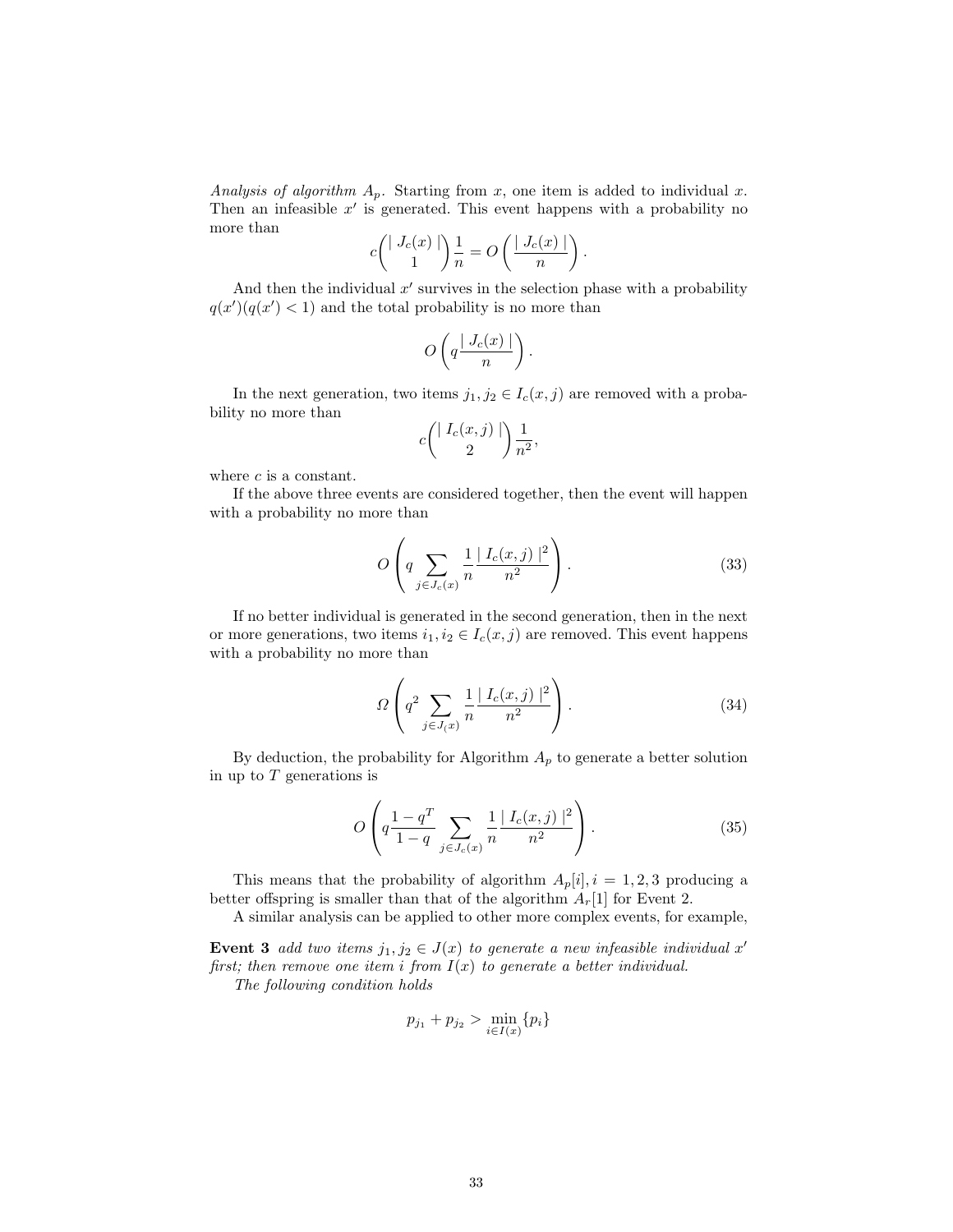*Analysis of algorithm $A_p$.* Starting from $x$, one item is added to individual $x$. Then an infeasible $x'$ is generated. This event happens with a probability no more than

$$c\binom{\mid J_c(x) \mid}{1}\frac{1}{n} = O\left(\frac{\mid J_c(x) \mid}{n}\right).$$

And then the individual $x'$ survives in the selection phase with a probability $q(x')(q(x') < 1)$ and the total probability is no more than

$$O\left(q\frac{\mid J_c(x) \mid}{n}\right).$$

In the next generation, two items $j_1, j_2 \in I_c(x, j)$ are removed with a probability no more than

$$c\binom{\mid I_c(x,j) \mid}{2}\frac{1}{n^2},$$

where $c$ is a constant.

If the above three events are considered together, then the event will happen with a probability no more than

$$O\left(q\sum_{j\in J_c(x)}\frac{1}{n}\frac{\mid I_c(x,j) \mid^2}{n^2}\right). \tag{33}$$

If no better individual is generated in the second generation, then in the next or more generations, two items $i_1, i_2 \in I_c(x, j)$ are removed. This event happens with a probability no more than

$$\Omega\left(q^2\sum_{j\in J_(x)}\frac{1}{n}\frac{\mid I_c(x,j) \mid^2}{n^2}\right). \tag{34}$$

By deduction, the probability for Algorithm $A_p$ to generate a better solution in up to $T$ generations is

$$O\left(q\frac{1-q^T}{1-q}\sum_{j\in J_c(x)}\frac{1}{n}\frac{\mid I_c(x,j) \mid^2}{n^2}\right). \tag{35}$$

This means that the probability of algorithm $A_p[i], i = 1, 2, 3$ producing a better offspring is smaller than that of the algorithm $A_r[1]$ for Event 2.

A similar analysis can be applied to other more complex events, for example,

**Event 3** *add two items $j_1, j_2 \in J(x)$ to generate a new infeasible individual $x'$ first; then remove one item $i$ from $I(x)$ to generate a better individual.*

*The following condition holds*

$$p_{j_1} + p_{j_2} > \min_{i\in I(x)}\{p_i\}$$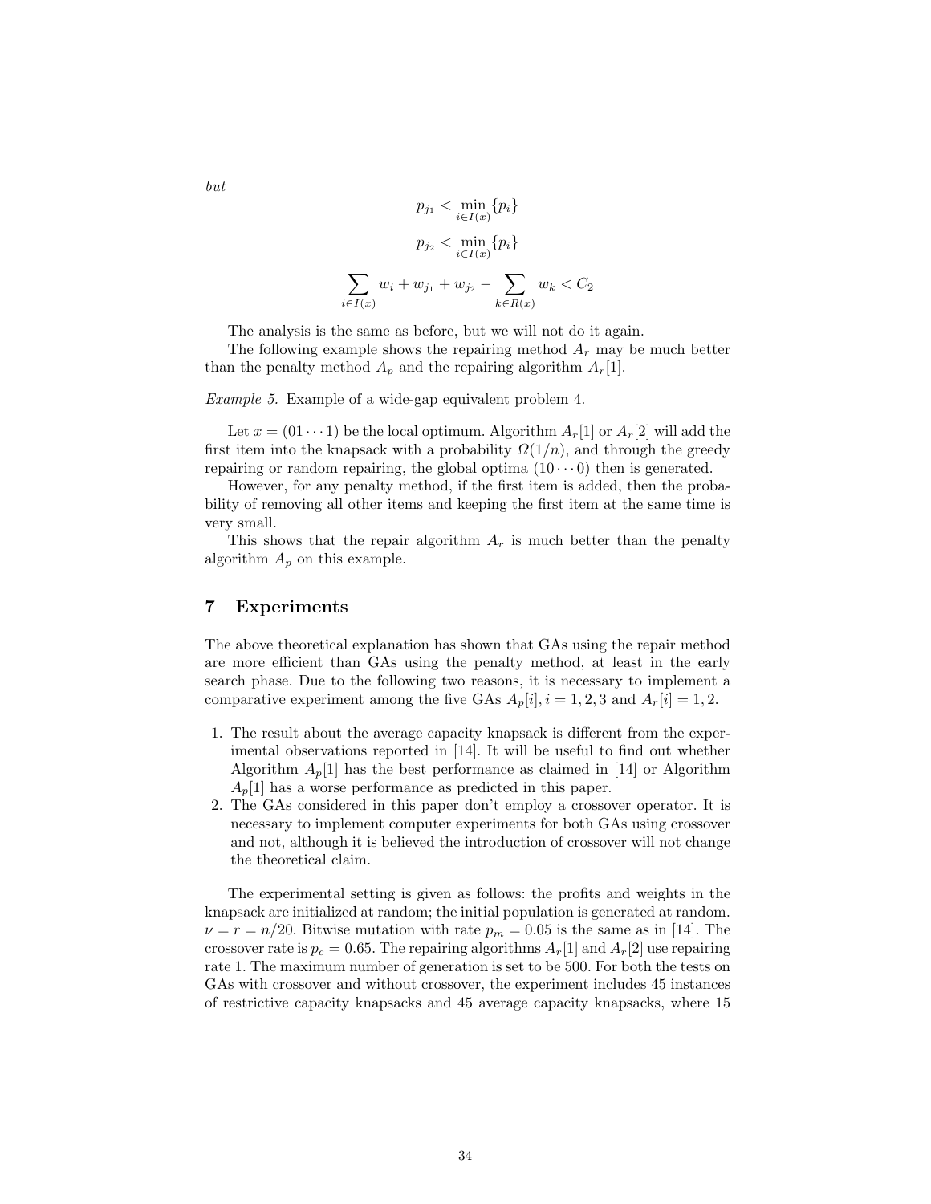*but*

$$p_{j_1} < \min_{i \in I(x)} \{p_i\}$$

$$p_{j_2} < \min_{i \in I(x)} \{p_i\}$$

$$\sum_{i \in I(x)} w_i + w_{j_1} + w_{j_2} - \sum_{k \in R(x)} w_k < C_2$$

The analysis is the same as before, but we will not do it again.

The following example shows the repairing method $A_r$ may be much better than the penalty method $A_p$ and the repairing algorithm $A_r[1]$.

*Example 5.* Example of a wide-gap equivalent problem 4.

Let $x = (01 \cdots 1)$ be the local optimum. Algorithm $A_r[1]$ or $A_r[2]$ will add the first item into the knapsack with a probability $\Omega(1/n)$, and through the greedy repairing or random repairing, the global optima $(10 \cdots 0)$ then is generated.

However, for any penalty method, if the first item is added, then the probability of removing all other items and keeping the first item at the same time is very small.

This shows that the repair algorithm $A_r$ is much better than the penalty algorithm $A_p$ on this example.

## 7 Experiments

The above theoretical explanation has shown that GAs using the repair method are more efficient than GAs using the penalty method, at least in the early search phase. Due to the following two reasons, it is necessary to implement a comparative experiment among the five GAs $A_p[i], i = 1, 2, 3$ and $A_r[i] = 1, 2$.

1. The result about the average capacity knapsack is different from the experimental observations reported in [14]. It will be useful to find out whether Algorithm $A_p[1]$ has the best performance as claimed in [14] or Algorithm $A_p[1]$ has a worse performance as predicted in this paper.
2. The GAs considered in this paper don't employ a crossover operator. It is necessary to implement computer experiments for both GAs using crossover and not, although it is believed the introduction of crossover will not change the theoretical claim.

The experimental setting is given as follows: the profits and weights in the knapsack are initialized at random; the initial population is generated at random. $\nu = r = n/20$. Bitwise mutation with rate $p_m = 0.05$ is the same as in [14]. The crossover rate is $p_c = 0.65$. The repairing algorithms $A_r[1]$ and $A_r[2]$ use repairing rate 1. The maximum number of generation is set to be 500. For both the tests on GAs with crossover and without crossover, the experiment includes 45 instances of restrictive capacity knapsacks and 45 average capacity knapsacks, where 15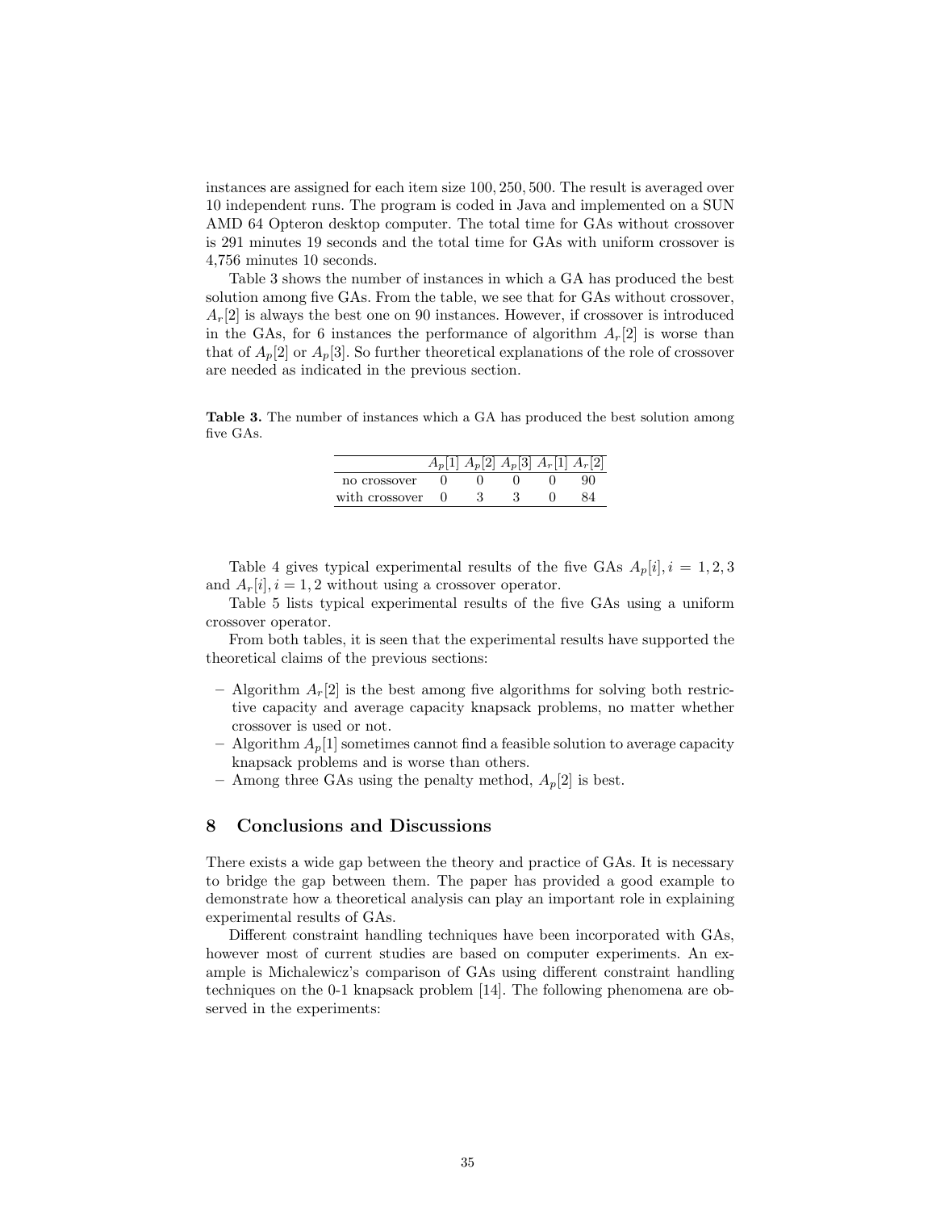instances are assigned for each item size 100, 250, 500. The result is averaged over 10 independent runs. The program is coded in Java and implemented on a SUN AMD 64 Opteron desktop computer. The total time for GAs without crossover is 291 minutes 19 seconds and the total time for GAs with uniform crossover is 4,756 minutes 10 seconds.

Table 3 shows the number of instances in which a GA has produced the best solution among five GAs. From the table, we see that for GAs without crossover, $A_r[2]$ is always the best one on 90 instances. However, if crossover is introduced in the GAs, for 6 instances the performance of algorithm $A_r[2]$ is worse than that of $A_p[2]$ or $A_p[3]$. So further theoretical explanations of the role of crossover are needed as indicated in the previous section.

**Table 3.** The number of instances which a GA has produced the best solution among five GAs.

| | $A_p[1]$ | $A_p[2]$ | $A_p[3]$ | $A_r[1]$ | $A_r[2]$ |
|---|---|---|---|---|---|
| no crossover | 0 | 0 | 0 | 0 | 90 |
| with crossover | 0 | 3 | 3 | 0 | 84 |

Table 4 gives typical experimental results of the five GAs $A_p[i], i = 1, 2, 3$ and $A_r[i], i = 1, 2$ without using a crossover operator.

Table 5 lists typical experimental results of the five GAs using a uniform crossover operator.

From both tables, it is seen that the experimental results have supported the theoretical claims of the previous sections:

- Algorithm $A_r[2]$ is the best among five algorithms for solving both restrictive capacity and average capacity knapsack problems, no matter whether crossover is used or not.
- Algorithm $A_p[1]$ sometimes cannot find a feasible solution to average capacity knapsack problems and is worse than others.
- Among three GAs using the penalty method, $A_p[2]$ is best.

## 8 Conclusions and Discussions

There exists a wide gap between the theory and practice of GAs. It is necessary to bridge the gap between them. The paper has provided a good example to demonstrate how a theoretical analysis can play an important role in explaining experimental results of GAs.

Different constraint handling techniques have been incorporated with GAs, however most of current studies are based on computer experiments. An example is Michalewicz's comparison of GAs using different constraint handling techniques on the 0-1 knapsack problem [14]. The following phenomena are observed in the experiments: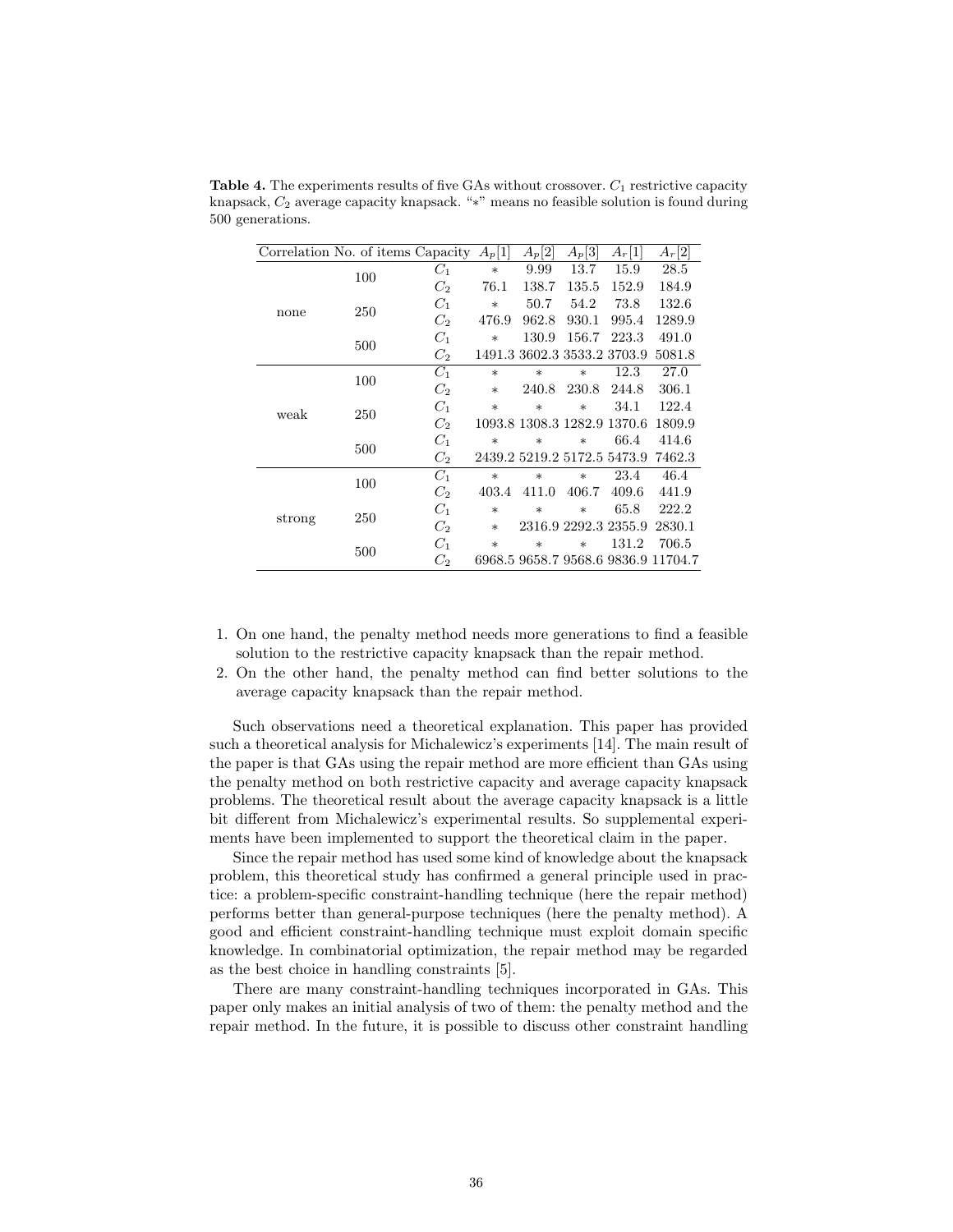**Table 4.** The experiments results of five GAs without crossover. $C_1$ restrictive capacity knapsack, $C_2$ average capacity knapsack. "$*$" means no feasible solution is found during 500 generations.

| Correlation | No. of items | Capacity | $A_p[1]$ | $A_p[2]$ | $A_p[3]$ | $A_r[1]$ | $A_r[2]$ |
|---|---|---|---|---|---|---|---|
| none | 100 | $C_1$ | $*$ | 9.99 | 13.7 | 15.9 | 28.5 |
| | | $C_2$ | 76.1 | 138.7 | 135.5 | 152.9 | 184.9 |
| | 250 | $C_1$ | $*$ | 50.7 | 54.2 | 73.8 | 132.6 |
| | | $C_2$ | 476.9 | 962.8 | 930.1 | 995.4 | 1289.9 |
| | 500 | $C_1$ | $*$ | 130.9 | 156.7 | 223.3 | 491.0 |
| | | $C_2$ | 1491.3 | 3602.3 | 3533.2 | 3703.9 | 5081.8 |
| weak | 100 | $C_1$ | $*$ | $*$ | $*$ | 12.3 | 27.0 |
| | | $C_2$ | $*$ | 240.8 | 230.8 | 244.8 | 306.1 |
| | 250 | $C_1$ | $*$ | $*$ | $*$ | 34.1 | 122.4 |
| | | $C_2$ | 1093.8 | 1308.3 | 1282.9 | 1370.6 | 1809.9 |
| | 500 | $C_1$ | $*$ | $*$ | $*$ | 66.4 | 414.6 |
| | | $C_2$ | 2439.2 | 5219.2 | 5172.5 | 5473.9 | 7462.3 |
| strong | 100 | $C_1$ | $*$ | $*$ | $*$ | 23.4 | 46.4 |
| | | $C_2$ | 403.4 | 411.0 | 406.7 | 409.6 | 441.9 |
| | 250 | $C_1$ | $*$ | $*$ | $*$ | 65.8 | 222.2 |
| | | $C_2$ | $*$ | 2316.9 | 2292.3 | 2355.9 | 2830.1 |
| | 500 | $C_1$ | $*$ | $*$ | $*$ | 131.2 | 706.5 |
| | | $C_2$ | 6968.5 | 9658.7 | 9568.6 | 9836.9 | 11704.7 |

1. On one hand, the penalty method needs more generations to find a feasible solution to the restrictive capacity knapsack than the repair method.
2. On the other hand, the penalty method can find better solutions to the average capacity knapsack than the repair method.

Such observations need a theoretical explanation. This paper has provided such a theoretical analysis for Michalewicz's experiments [14]. The main result of the paper is that GAs using the repair method are more efficient than GAs using the penalty method on both restrictive capacity and average capacity knapsack problems. The theoretical result about the average capacity knapsack is a little bit different from Michalewicz's experimental results. So supplemental experiments have been implemented to support the theoretical claim in the paper.

Since the repair method has used some kind of knowledge about the knapsack problem, this theoretical study has confirmed a general principle used in practice: a problem-specific constraint-handling technique (here the repair method) performs better than general-purpose techniques (here the penalty method). A good and efficient constraint-handling technique must exploit domain specific knowledge. In combinatorial optimization, the repair method may be regarded as the best choice in handling constraints [5].

There are many constraint-handling techniques incorporated in GAs. This paper only makes an initial analysis of two of them: the penalty method and the repair method. In the future, it is possible to discuss other constraint handling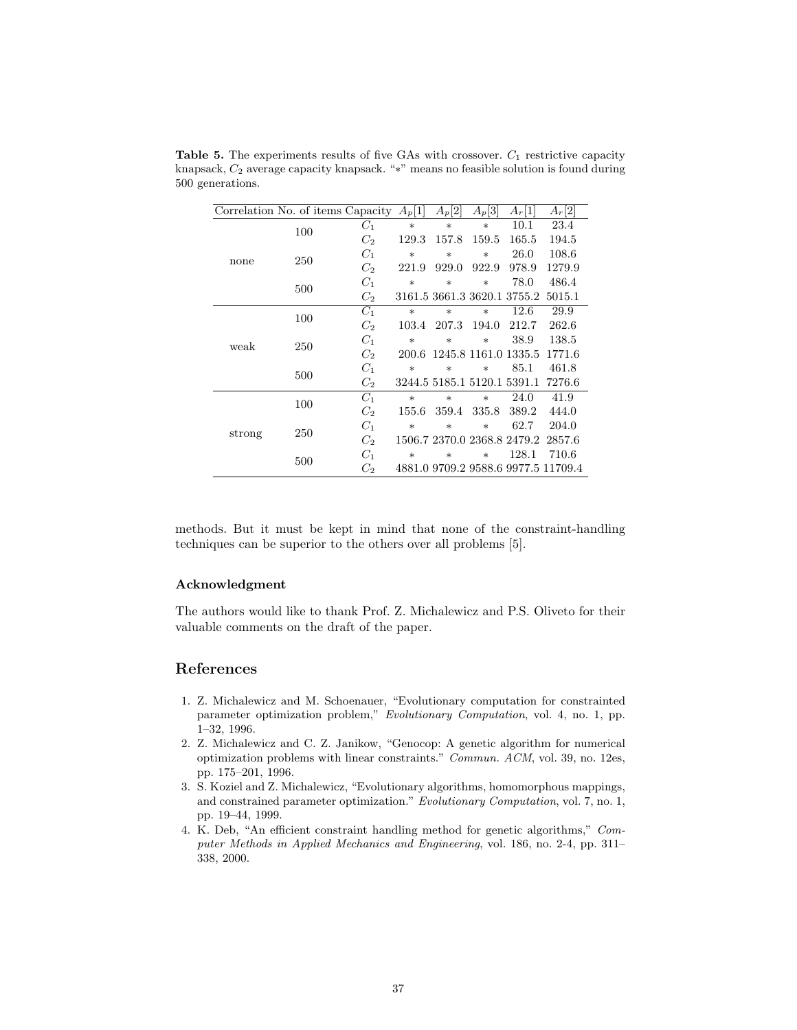**Table 5.** The experiments results of five GAs with crossover. $C_1$ restrictive capacity knapsack, $C_2$ average capacity knapsack. "∗" means no feasible solution is found during 500 generations.

| Correlation | No. of items | Capacity | $A_p[1]$ | $A_p[2]$ | $A_p[3]$ | $A_r[1]$ | $A_r[2]$ |
|---|---|---|---|---|---|---|---|
| none | 100 | $C_1$ | ∗ | ∗ | ∗ | 10.1 | 23.4 |
| | | $C_2$ | 129.3 | 157.8 | 159.5 | 165.5 | 194.5 |
| | 250 | $C_1$ | ∗ | ∗ | ∗ | 26.0 | 108.6 |
| | | $C_2$ | 221.9 | 929.0 | 922.9 | 978.9 | 1279.9 |
| | 500 | $C_1$ | ∗ | ∗ | ∗ | 78.0 | 486.4 |
| | | $C_2$ | 3161.5 | 3661.3 | 3620.1 | 3755.2 | 5015.1 |
| weak | 100 | $C_1$ | ∗ | ∗ | ∗ | 12.6 | 29.9 |
| | | $C_2$ | 103.4 | 207.3 | 194.0 | 212.7 | 262.6 |
| | 250 | $C_1$ | ∗ | ∗ | ∗ | 38.9 | 138.5 |
| | | $C_2$ | 200.6 | 1245.8 | 1161.0 | 1335.5 | 1771.6 |
| | 500 | $C_1$ | ∗ | ∗ | ∗ | 85.1 | 461.8 |
| | | $C_2$ | 3244.5 | 5185.1 | 5120.1 | 5391.1 | 7276.6 |
| strong | 100 | $C_1$ | ∗ | ∗ | ∗ | 24.0 | 41.9 |
| | | $C_2$ | 155.6 | 359.4 | 335.8 | 389.2 | 444.0 |
| | 250 | $C_1$ | ∗ | ∗ | ∗ | 62.7 | 204.0 |
| | | $C_2$ | 1506.7 | 2370.0 | 2368.8 | 2479.2 | 2857.6 |
| | 500 | $C_1$ | ∗ | ∗ | ∗ | 128.1 | 710.6 |
| | | $C_2$ | 4881.0 | 9709.2 | 9588.6 | 9977.5 | 11709.4 |

methods. But it must be kept in mind that none of the constraint-handling techniques can be superior to the others over all problems [5].

### Acknowledgment

The authors would like to thank Prof. Z. Michalewicz and P.S. Oliveto for their valuable comments on the draft of the paper.

## References

1. Z. Michalewicz and M. Schoenauer, "Evolutionary computation for constrainted parameter optimization problem," *Evolutionary Computation*, vol. 4, no. 1, pp. 1–32, 1996.
2. Z. Michalewicz and C. Z. Janikow, "Genocop: A genetic algorithm for numerical optimization problems with linear constraints." *Commun. ACM*, vol. 39, no. 12es, pp. 175–201, 1996.
3. S. Koziel and Z. Michalewicz, "Evolutionary algorithms, homomorphous mappings, and constrained parameter optimization." *Evolutionary Computation*, vol. 7, no. 1, pp. 19–44, 1999.
4. K. Deb, "An efficient constraint handling method for genetic algorithms," *Computer Methods in Applied Mechanics and Engineering*, vol. 186, no. 2-4, pp. 311–338, 2000.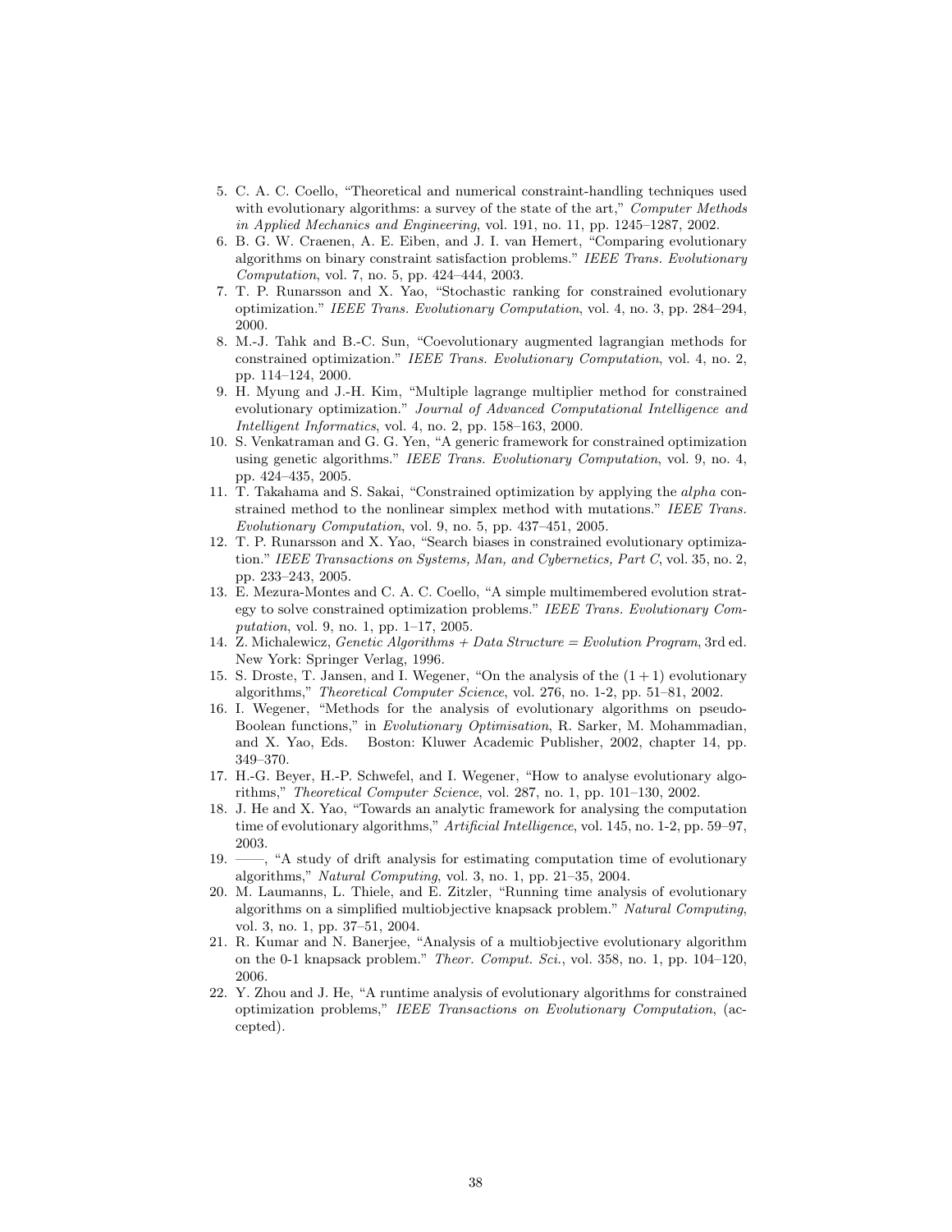5. C. A. C. Coello, "Theoretical and numerical constraint-handling techniques used with evolutionary algorithms: a survey of the state of the art," *Computer Methods in Applied Mechanics and Engineering*, vol. 191, no. 11, pp. 1245–1287, 2002.
6. B. G. W. Craenen, A. E. Eiben, and J. I. van Hemert, "Comparing evolutionary algorithms on binary constraint satisfaction problems." *IEEE Trans. Evolutionary Computation*, vol. 7, no. 5, pp. 424–444, 2003.
7. T. P. Runarsson and X. Yao, "Stochastic ranking for constrained evolutionary optimization." *IEEE Trans. Evolutionary Computation*, vol. 4, no. 3, pp. 284–294, 2000.
8. M.-J. Tahk and B.-C. Sun, "Coevolutionary augmented lagrangian methods for constrained optimization." *IEEE Trans. Evolutionary Computation*, vol. 4, no. 2, pp. 114–124, 2000.
9. H. Myung and J.-H. Kim, "Multiple lagrange multiplier method for constrained evolutionary optimization." *Journal of Advanced Computational Intelligence and Intelligent Informatics*, vol. 4, no. 2, pp. 158–163, 2000.
10. S. Venkatraman and G. G. Yen, "A generic framework for constrained optimization using genetic algorithms." *IEEE Trans. Evolutionary Computation*, vol. 9, no. 4, pp. 424–435, 2005.
11. T. Takahama and S. Sakai, "Constrained optimization by applying the *alpha* constrained method to the nonlinear simplex method with mutations." *IEEE Trans. Evolutionary Computation*, vol. 9, no. 5, pp. 437–451, 2005.
12. T. P. Runarsson and X. Yao, "Search biases in constrained evolutionary optimization." *IEEE Transactions on Systems, Man, and Cybernetics, Part C*, vol. 35, no. 2, pp. 233–243, 2005.
13. E. Mezura-Montes and C. A. C. Coello, "A simple multimembered evolution strategy to solve constrained optimization problems." *IEEE Trans. Evolutionary Computation*, vol. 9, no. 1, pp. 1–17, 2005.
14. Z. Michalewicz, *Genetic Algorithms + Data Structure = Evolution Program*, 3rd ed. New York: Springer Verlag, 1996.
15. S. Droste, T. Jansen, and I. Wegener, "On the analysis of the $(1+1)$ evolutionary algorithms," *Theoretical Computer Science*, vol. 276, no. 1-2, pp. 51–81, 2002.
16. I. Wegener, "Methods for the analysis of evolutionary algorithms on pseudo-Boolean functions," in *Evolutionary Optimisation*, R. Sarker, M. Mohammadian, and X. Yao, Eds. Boston: Kluwer Academic Publisher, 2002, chapter 14, pp. 349–370.
17. H.-G. Beyer, H.-P. Schwefel, and I. Wegener, "How to analyse evolutionary algorithms," *Theoretical Computer Science*, vol. 287, no. 1, pp. 101–130, 2002.
18. J. He and X. Yao, "Towards an analytic framework for analysing the computation time of evolutionary algorithms," *Artificial Intelligence*, vol. 145, no. 1-2, pp. 59–97, 2003.
19. ——, "A study of drift analysis for estimating computation time of evolutionary algorithms," *Natural Computing*, vol. 3, no. 1, pp. 21–35, 2004.
20. M. Laumanns, L. Thiele, and E. Zitzler, "Running time analysis of evolutionary algorithms on a simplified multiobjective knapsack problem." *Natural Computing*, vol. 3, no. 1, pp. 37–51, 2004.
21. R. Kumar and N. Banerjee, "Analysis of a multiobjective evolutionary algorithm on the 0-1 knapsack problem." *Theor. Comput. Sci.*, vol. 358, no. 1, pp. 104–120, 2006.
22. Y. Zhou and J. He, "A runtime analysis of evolutionary algorithms for constrained optimization problems," *IEEE Transactions on Evolutionary Computation*, (accepted).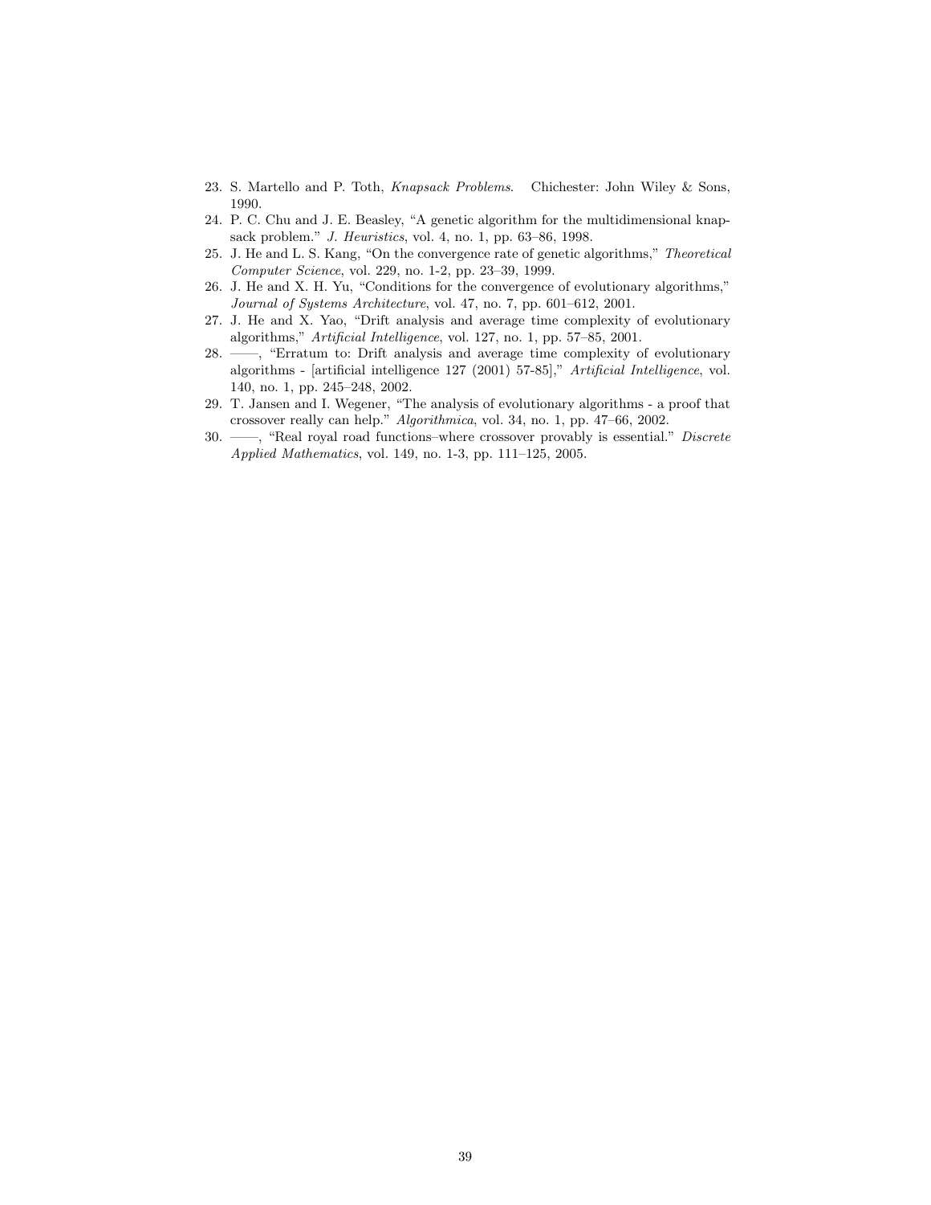23. S. Martello and P. Toth, *Knapsack Problems*. Chichester: John Wiley & Sons, 1990.
24. P. C. Chu and J. E. Beasley, "A genetic algorithm for the multidimensional knapsack problem." *J. Heuristics*, vol. 4, no. 1, pp. 63–86, 1998.
25. J. He and L. S. Kang, "On the convergence rate of genetic algorithms," *Theoretical Computer Science*, vol. 229, no. 1-2, pp. 23–39, 1999.
26. J. He and X. H. Yu, "Conditions for the convergence of evolutionary algorithms," *Journal of Systems Architecture*, vol. 47, no. 7, pp. 601–612, 2001.
27. J. He and X. Yao, "Drift analysis and average time complexity of evolutionary algorithms," *Artificial Intelligence*, vol. 127, no. 1, pp. 57–85, 2001.
28. ——, "Erratum to: Drift analysis and average time complexity of evolutionary algorithms - [artificial intelligence 127 (2001) 57-85]," *Artificial Intelligence*, vol. 140, no. 1, pp. 245–248, 2002.
29. T. Jansen and I. Wegener, "The analysis of evolutionary algorithms - a proof that crossover really can help." *Algorithmica*, vol. 34, no. 1, pp. 47–66, 2002.
30. ——, "Real royal road functions–where crossover provably is essential." *Discrete Applied Mathematics*, vol. 149, no. 1-3, pp. 111–125, 2005.